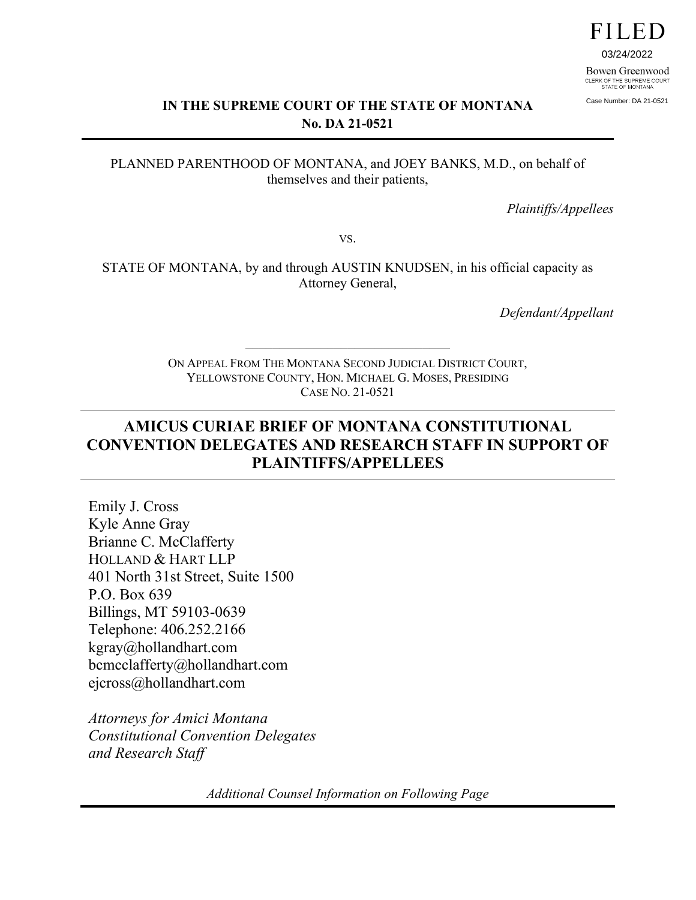FILED

03/24/2022

Bowen Greenwood
CLERK OF THE SUPREME COURT
STATE OF MONTANA

Case Number: DA 21-0521

**IN THE SUPREME COURT OF THE STATE OF MONTANA**
**No. DA 21-0521**

---

PLANNED PARENTHOOD OF MONTANA, and JOEY BANKS, M.D., on behalf of themselves and their patients,

*Plaintiffs/Appellees*

vs.

STATE OF MONTANA, by and through AUSTIN KNUDSEN, in his official capacity as Attorney General,

*Defendant/Appellant*

---

ON APPEAL FROM THE MONTANA SECOND JUDICIAL DISTRICT COURT, YELLOWSTONE COUNTY, HON. MICHAEL G. MOSES, PRESIDING
CASE NO. 21-0521

---

## AMICUS CURIAE BRIEF OF MONTANA CONSTITUTIONAL CONVENTION DELEGATES AND RESEARCH STAFF IN SUPPORT OF PLAINTIFFS/APPELLEES

---

Emily J. Cross
Kyle Anne Gray
Brianne C. McClafferty
HOLLAND & HART LLP
401 North 31st Street, Suite 1500
P.O. Box 639
Billings, MT 59103-0639
Telephone: 406.252.2166
kgray@hollandhart.com
bcmcclafferty@hollandhart.com
ejcross@hollandhart.com

*Attorneys for Amici Montana Constitutional Convention Delegates and Research Staff*

*Additional Counsel Information on Following Page*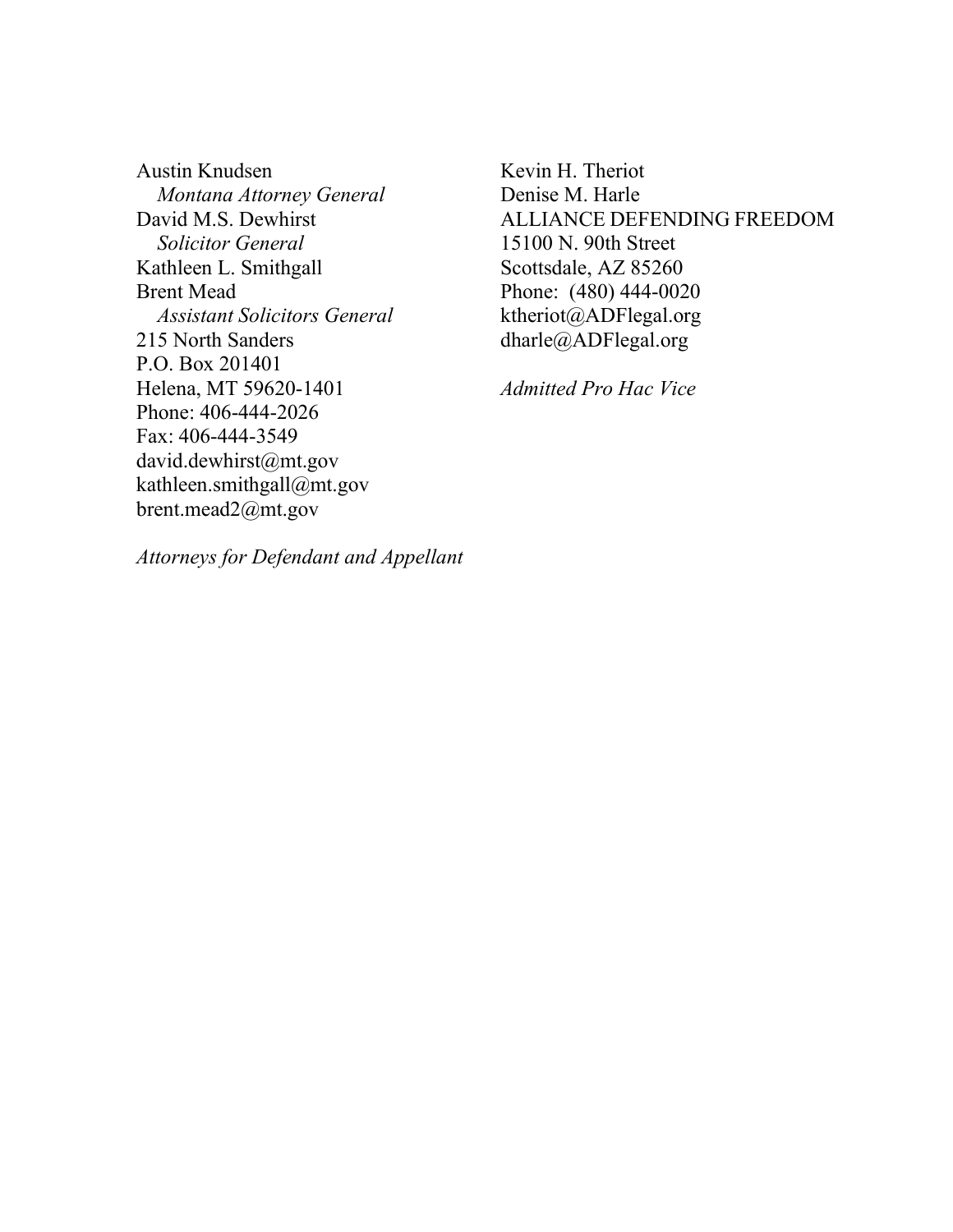Austin Knudsen
*Montana Attorney General*
David M.S. Dewhirst
*Solicitor General*
Kathleen L. Smithgall
Brent Mead
*Assistant Solicitors General*
215 North Sanders
P.O. Box 201401
Helena, MT 59620-1401
Phone: 406-444-2026
Fax: 406-444-3549
david.dewhirst@mt.gov
kathleen.smithgall@mt.gov
brent.mead2@mt.gov

Kevin H. Theriot
Denise M. Harle
ALLIANCE DEFENDING FREEDOM
15100 N. 90th Street
Scottsdale, AZ 85260
Phone: (480) 444-0020
ktheriot@ADFlegal.org
dharle@ADFlegal.org

*Admitted Pro Hac Vice*

*Attorneys for Defendant and Appellant*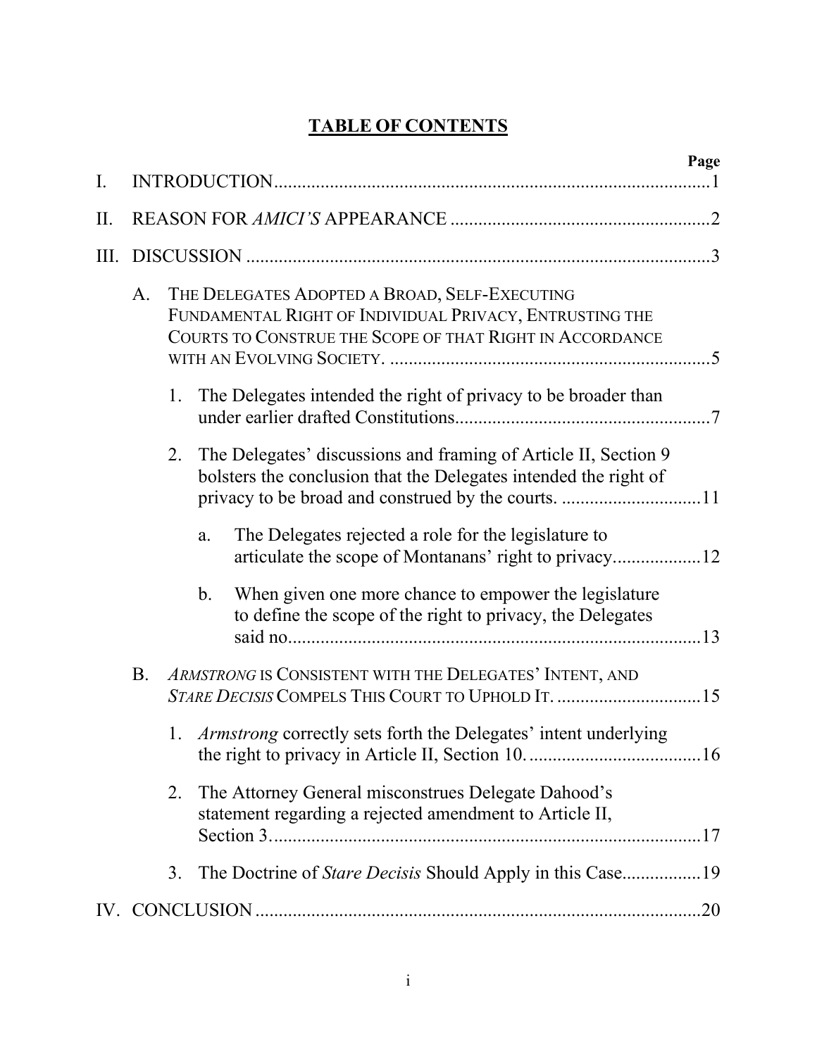# TABLE OF CONTENTS

Page

I. INTRODUCTION ........................................................................................1

II. REASON FOR *AMICI'S* APPEARANCE ........................................................2

III. DISCUSSION ............................................................................................3

- A. THE DELEGATES ADOPTED A BROAD, SELF-EXECUTING FUNDAMENTAL RIGHT OF INDIVIDUAL PRIVACY, ENTRUSTING THE COURTS TO CONSTRUE THE SCOPE OF THAT RIGHT IN ACCORDANCE WITH AN EVOLVING SOCIETY. ........................................................................5
  - 1. The Delegates intended the right of privacy to be broader than under earlier drafted Constitutions........................................................7
  - 2. The Delegates' discussions and framing of Article II, Section 9 bolsters the conclusion that the Delegates intended the right of privacy to be broad and construed by the courts. ..............................11
    - a. The Delegates rejected a role for the legislature to articulate the scope of Montanans' right to privacy...................12
    - b. When given one more chance to empower the legislature to define the scope of the right to privacy, the Delegates said no..........................................................................................13
- B. *ARMSTRONG* IS CONSISTENT WITH THE DELEGATES' INTENT, AND *STARE DECISIS* COMPELS THIS COURT TO UPHOLD IT. ...............................15
  - 1. *Armstrong* correctly sets forth the Delegates' intent underlying the right to privacy in Article II, Section 10. .....................................16
  - 2. The Attorney General misconstrues Delegate Dahood's statement regarding a rejected amendment to Article II, Section 3..............................................................................................17
  - 3. The Doctrine of *Stare Decisis* Should Apply in this Case.................19

IV. CONCLUSION ..............................................................................................20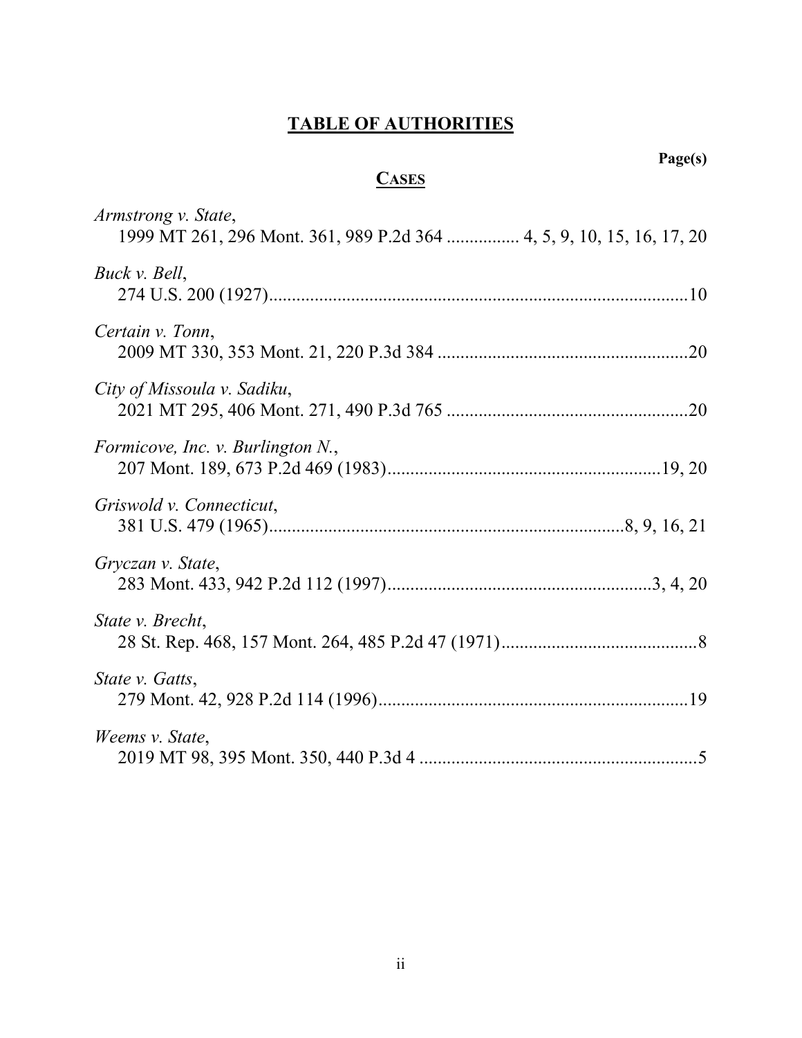# TABLE OF AUTHORITIES

**Page(s)**

## CASES

*Armstrong v. State*,
1999 MT 261, 296 Mont. 361, 989 P.2d 364 ................ 4, 5, 9, 10, 15, 16, 17, 20

*Buck v. Bell*,
274 U.S. 200 (1927)..........................................................................................10

*Certain v. Tonn*,
2009 MT 330, 353 Mont. 21, 220 P.3d 384 .......................................................20

*City of Missoula v. Sadiku*,
2021 MT 295, 406 Mont. 271, 490 P.3d 765 .....................................................20

*Formicove, Inc. v. Burlington N.*,
207 Mont. 189, 673 P.2d 469 (1983)............................................................19, 20

*Griswold v. Connecticut*,
381 U.S. 479 (1965).............................................................................8, 9, 16, 21

*Gryczan v. State*,
283 Mont. 433, 942 P.2d 112 (1997)..........................................................3, 4, 20

*State v. Brecht*,
28 St. Rep. 468, 157 Mont. 264, 485 P.2d 47 (1971)...........................................8

*State v. Gatts*,
279 Mont. 42, 928 P.2d 114 (1996)....................................................................19

*Weems v. State*,
2019 MT 98, 395 Mont. 350, 440 P.3d 4 .............................................................5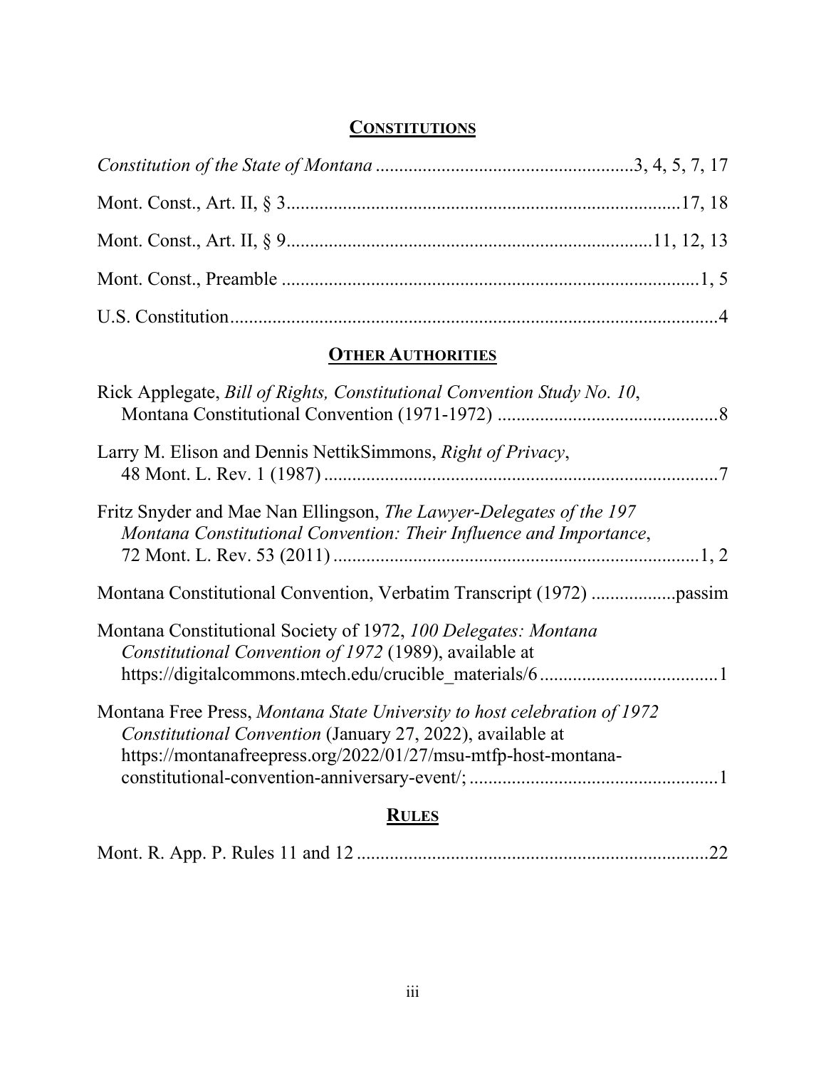## CONSTITUTIONS

*Constitution of the State of Montana* ....................................................3, 4, 5, 7, 17

Mont. Const., Art. II, § 3....................................................................................17, 18

Mont. Const., Art. II, § 9............................................................................11, 12, 13

Mont. Const., Preamble ........................................................................................1, 5

U.S. Constitution........................................................................................................4

## OTHER AUTHORITIES

Rick Applegate, *Bill of Rights, Constitutional Convention Study No. 10*, Montana Constitutional Convention (1971-1972) ...............................................8

Larry M. Elison and Dennis NettikSimmons, *Right of Privacy*, 48 Mont. L. Rev. 1 (1987) ....................................................................................7

Fritz Snyder and Mae Nan Ellingson, *The Lawyer-Delegates of the 197 Montana Constitutional Convention: Their Influence and Importance*, 72 Mont. L. Rev. 53 (2011) ..............................................................................1, 2

Montana Constitutional Convention, Verbatim Transcript (1972) ..................passim

Montana Constitutional Society of 1972, *100 Delegates: Montana Constitutional Convention of 1972* (1989), available at https://digitalcommons.mtech.edu/crucible_materials/6 ......................................1

Montana Free Press, *Montana State University to host celebration of 1972 Constitutional Convention* (January 27, 2022), available at https://montanafreepress.org/2022/01/27/msu-mtfp-host-montana-constitutional-convention-anniversary-event/; ....................................................1

## RULES

Mont. R. App. P. Rules 11 and 12 ..........................................................................22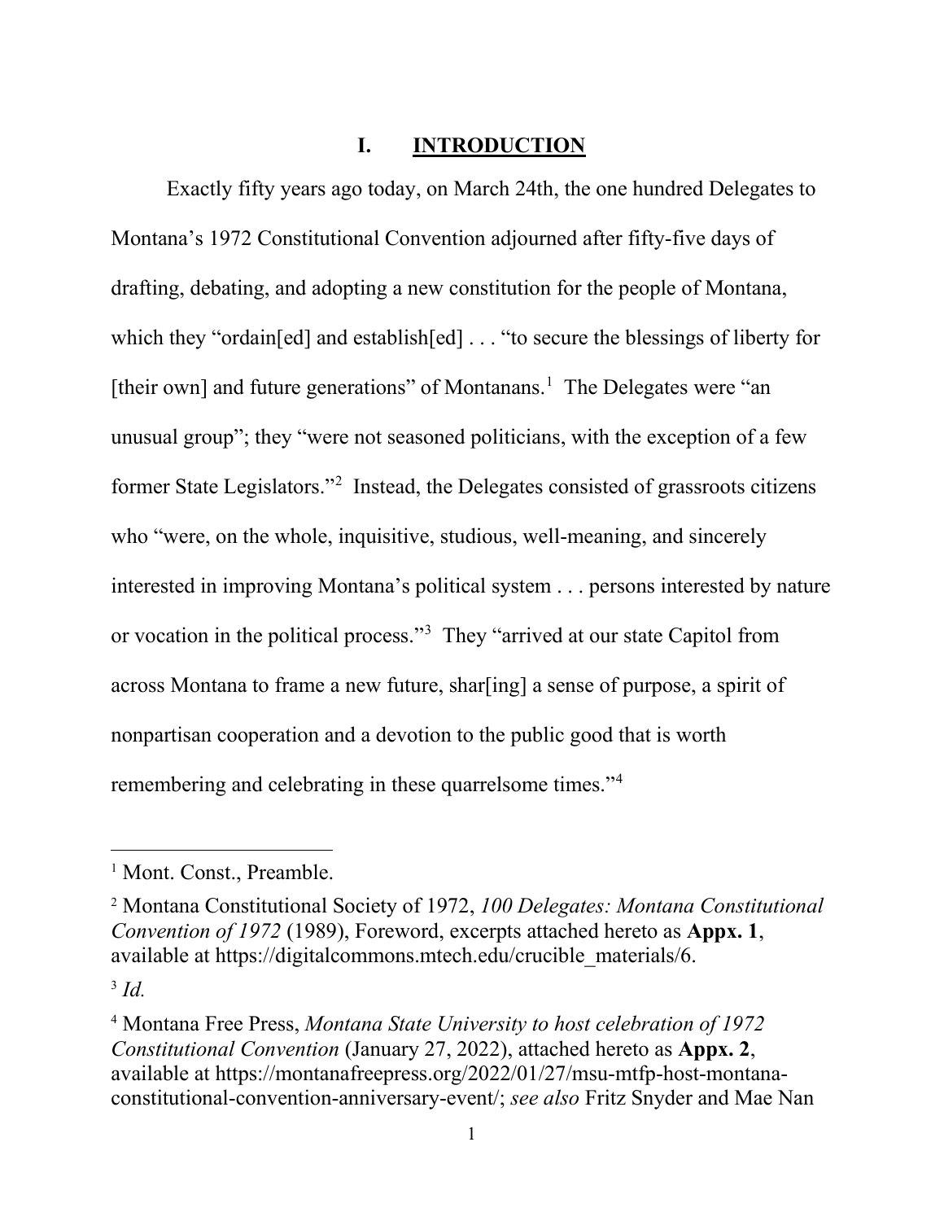# I. INTRODUCTION

Exactly fifty years ago today, on March 24th, the one hundred Delegates to Montana's 1972 Constitutional Convention adjourned after fifty-five days of drafting, debating, and adopting a new constitution for the people of Montana, which they "ordain[ed] and establish[ed] . . . "to secure the blessings of liberty for [their own] and future generations" of Montanans.[1] The Delegates were "an unusual group"; they "were not seasoned politicians, with the exception of a few former State Legislators."[2] Instead, the Delegates consisted of grassroots citizens who "were, on the whole, inquisitive, studious, well-meaning, and sincerely interested in improving Montana's political system . . . persons interested by nature or vocation in the political process."[3] They "arrived at our state Capitol from across Montana to frame a new future, shar[ing] a sense of purpose, a spirit of nonpartisan cooperation and a devotion to the public good that is worth remembering and celebrating in these quarrelsome times."[4]

---

[1] Mont. Const., Preamble.

[2] Montana Constitutional Society of 1972, *100 Delegates: Montana Constitutional Convention of 1972* (1989), Foreword, excerpts attached hereto as **Appx. 1**, available at https://digitalcommons.mtech.edu/crucible_materials/6.

[3] *Id.*

[4] Montana Free Press, *Montana State University to host celebration of 1972 Constitutional Convention* (January 27, 2022), attached hereto as **Appx. 2**, available at https://montanafreepress.org/2022/01/27/msu-mtfp-host-montana-constitutional-convention-anniversary-event/; *see also* Fritz Snyder and Mae Nan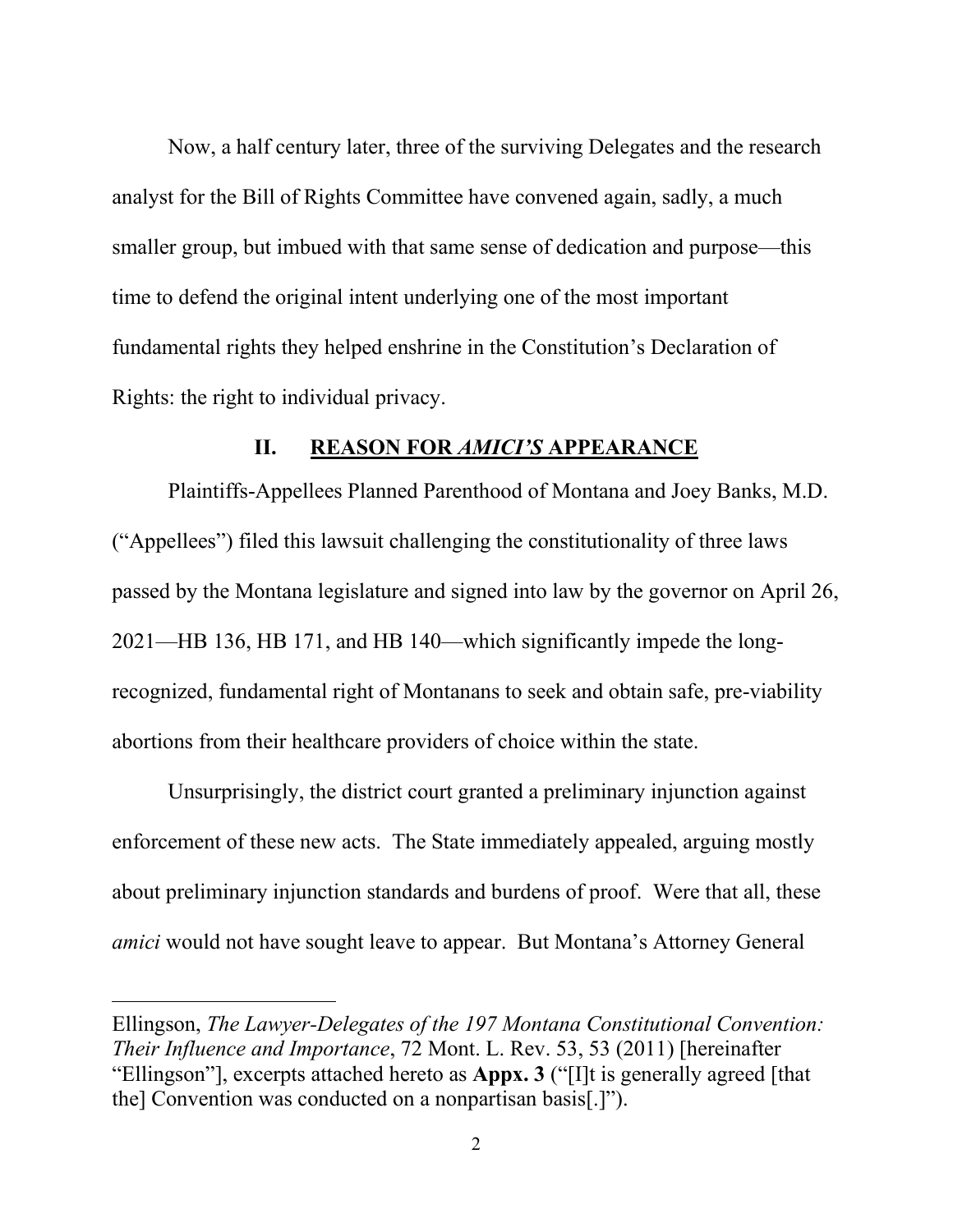Now, a half century later, three of the surviving Delegates and the research analyst for the Bill of Rights Committee have convened again, sadly, a much smaller group, but imbued with that same sense of dedication and purpose—this time to defend the original intent underlying one of the most important fundamental rights they helped enshrine in the Constitution's Declaration of Rights: the right to individual privacy.

## II. REASON FOR *AMICI'S* APPEARANCE

Plaintiffs-Appellees Planned Parenthood of Montana and Joey Banks, M.D. ("Appellees") filed this lawsuit challenging the constitutionality of three laws passed by the Montana legislature and signed into law by the governor on April 26, 2021—HB 136, HB 171, and HB 140—which significantly impede the long-recognized, fundamental right of Montanans to seek and obtain safe, pre-viability abortions from their healthcare providers of choice within the state.

Unsurprisingly, the district court granted a preliminary injunction against enforcement of these new acts. The State immediately appealed, arguing mostly about preliminary injunction standards and burdens of proof. Were that all, these *amici* would not have sought leave to appear. But Montana's Attorney General

---

Ellingson, *The Lawyer-Delegates of the 197 Montana Constitutional Convention: Their Influence and Importance*, 72 Mont. L. Rev. 53, 53 (2011) [hereinafter "Ellingson"], excerpts attached hereto as **Appx. 3** ("[I]t is generally agreed [that the] Convention was conducted on a nonpartisan basis[.]").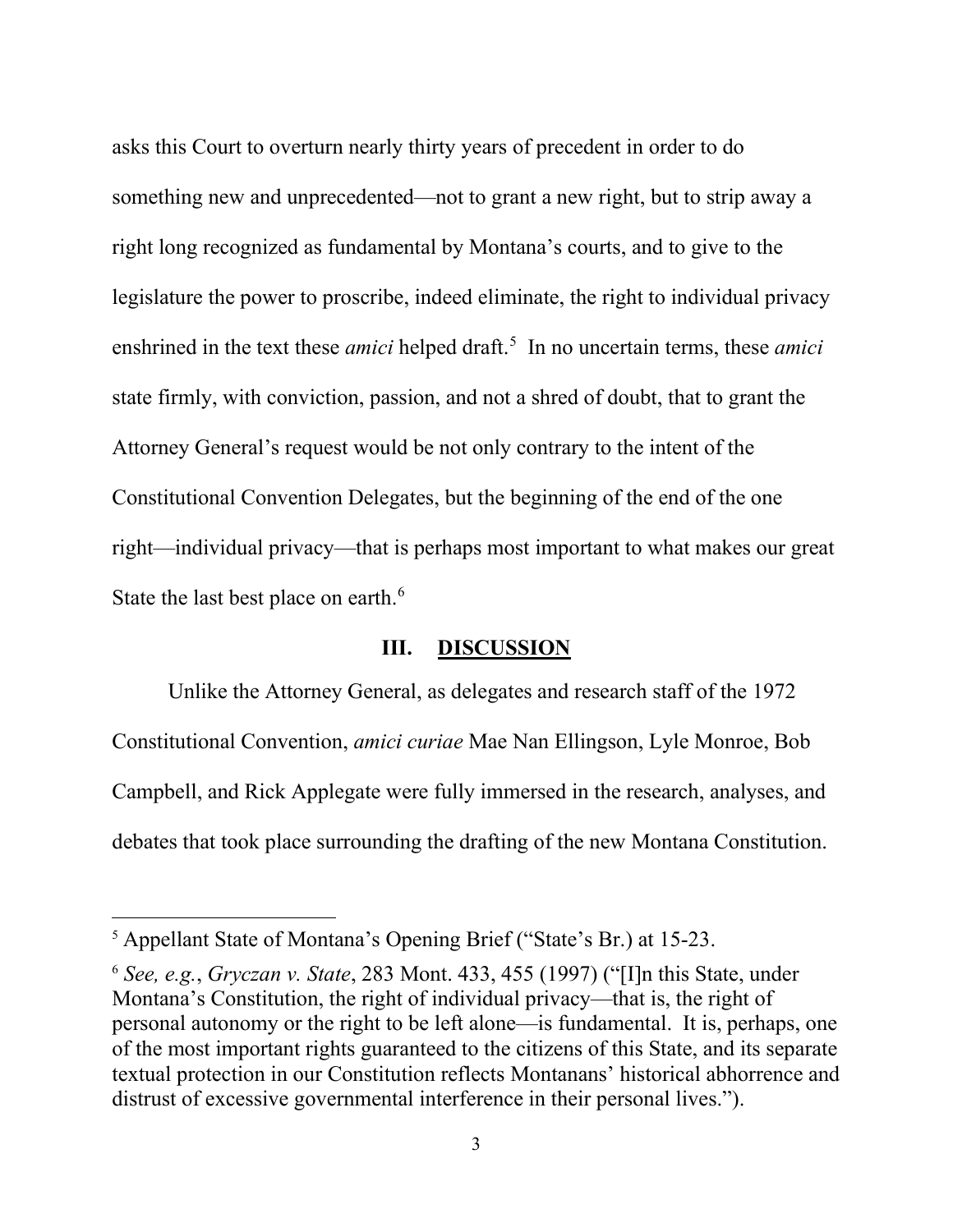asks this Court to overturn nearly thirty years of precedent in order to do something new and unprecedented—not to grant a new right, but to strip away a right long recognized as fundamental by Montana's courts, and to give to the legislature the power to proscribe, indeed eliminate, the right to individual privacy enshrined in the text these *amici* helped draft.[5] In no uncertain terms, these *amici* state firmly, with conviction, passion, and not a shred of doubt, that to grant the Attorney General's request would be not only contrary to the intent of the Constitutional Convention Delegates, but the beginning of the end of the one right—individual privacy—that is perhaps most important to what makes our great State the last best place on earth.[6]

## III. <u>DISCUSSION</u>

Unlike the Attorney General, as delegates and research staff of the 1972 Constitutional Convention, *amici curiae* Mae Nan Ellingson, Lyle Monroe, Bob Campbell, and Rick Applegate were fully immersed in the research, analyses, and debates that took place surrounding the drafting of the new Montana Constitution.

---

[5] Appellant State of Montana's Opening Brief ("State's Br.) at 15-23.

[6] *See, e.g.*, *Gryczan v. State*, 283 Mont. 433, 455 (1997) ("[I]n this State, under Montana's Constitution, the right of individual privacy—that is, the right of personal autonomy or the right to be left alone—is fundamental. It is, perhaps, one of the most important rights guaranteed to the citizens of this State, and its separate textual protection in our Constitution reflects Montanans' historical abhorrence and distrust of excessive governmental interference in their personal lives.").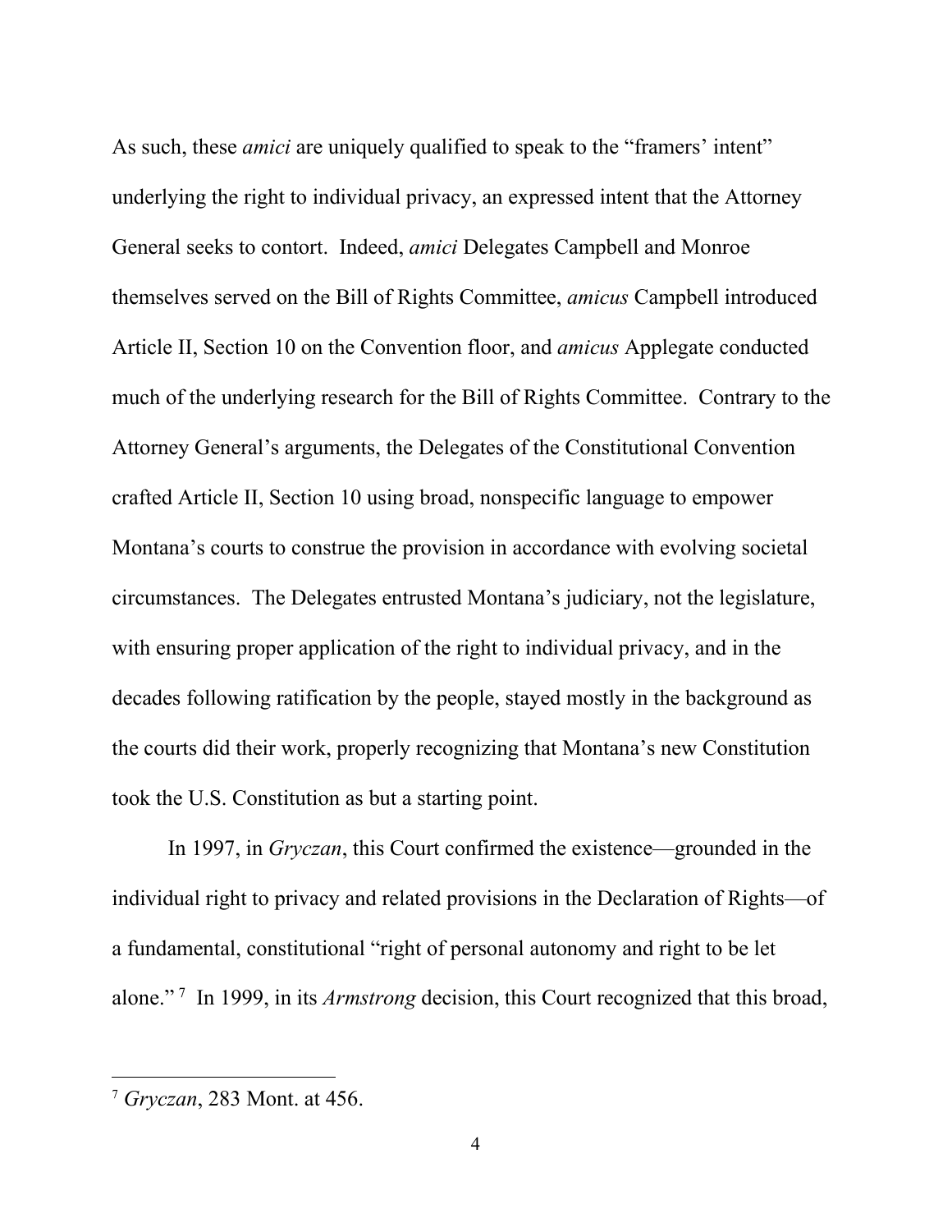As such, these *amici* are uniquely qualified to speak to the "framers' intent" underlying the right to individual privacy, an expressed intent that the Attorney General seeks to contort. Indeed, *amici* Delegates Campbell and Monroe themselves served on the Bill of Rights Committee, *amicus* Campbell introduced Article II, Section 10 on the Convention floor, and *amicus* Applegate conducted much of the underlying research for the Bill of Rights Committee. Contrary to the Attorney General's arguments, the Delegates of the Constitutional Convention crafted Article II, Section 10 using broad, nonspecific language to empower Montana's courts to construe the provision in accordance with evolving societal circumstances. The Delegates entrusted Montana's judiciary, not the legislature, with ensuring proper application of the right to individual privacy, and in the decades following ratification by the people, stayed mostly in the background as the courts did their work, properly recognizing that Montana's new Constitution took the U.S. Constitution as but a starting point.

In 1997, in *Gryczan*, this Court confirmed the existence—grounded in the individual right to privacy and related provisions in the Declaration of Rights—of a fundamental, constitutional "right of personal autonomy and right to be let alone." [7] In 1999, in its *Armstrong* decision, this Court recognized that this broad,

---

[7] *Gryczan*, 283 Mont. at 456.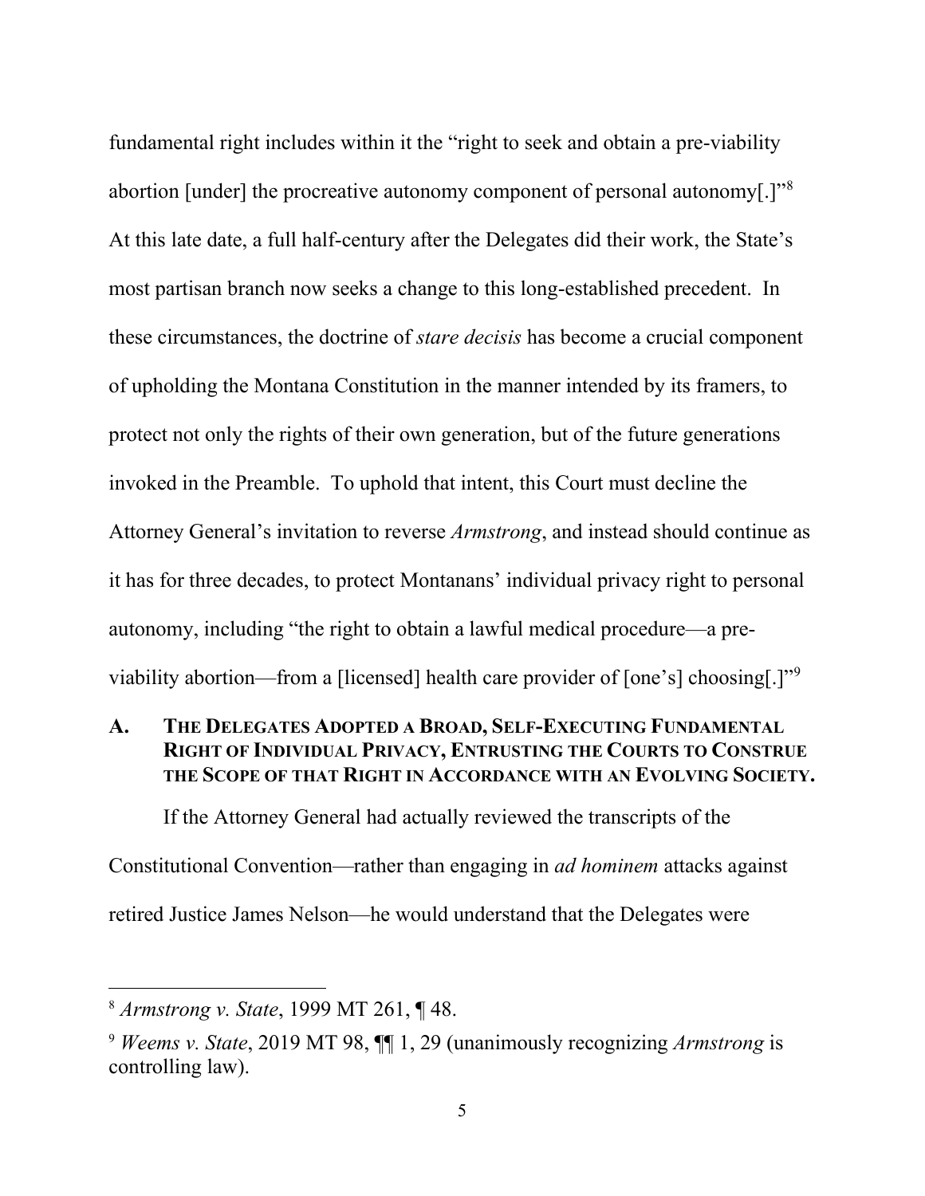fundamental right includes within it the "right to seek and obtain a pre-viability abortion [under] the procreative autonomy component of personal autonomy[.]"[8] At this late date, a full half-century after the Delegates did their work, the State's most partisan branch now seeks a change to this long-established precedent. In these circumstances, the doctrine of *stare decisis* has become a crucial component of upholding the Montana Constitution in the manner intended by its framers, to protect not only the rights of their own generation, but of the future generations invoked in the Preamble. To uphold that intent, this Court must decline the Attorney General's invitation to reverse *Armstrong*, and instead should continue as it has for three decades, to protect Montanans' individual privacy right to personal autonomy, including "the right to obtain a lawful medical procedure—a pre-viability abortion—from a [licensed] health care provider of [one's] choosing[.]"[9]

## A. THE DELEGATES ADOPTED A BROAD, SELF-EXECUTING FUNDAMENTAL RIGHT OF INDIVIDUAL PRIVACY, ENTRUSTING THE COURTS TO CONSTRUE THE SCOPE OF THAT RIGHT IN ACCORDANCE WITH AN EVOLVING SOCIETY.

If the Attorney General had actually reviewed the transcripts of the Constitutional Convention—rather than engaging in *ad hominem* attacks against retired Justice James Nelson—he would understand that the Delegates were

---

[8] *Armstrong v. State*, 1999 MT 261, ¶ 48.

[9] *Weems v. State*, 2019 MT 98, ¶¶ 1, 29 (unanimously recognizing *Armstrong* is controlling law).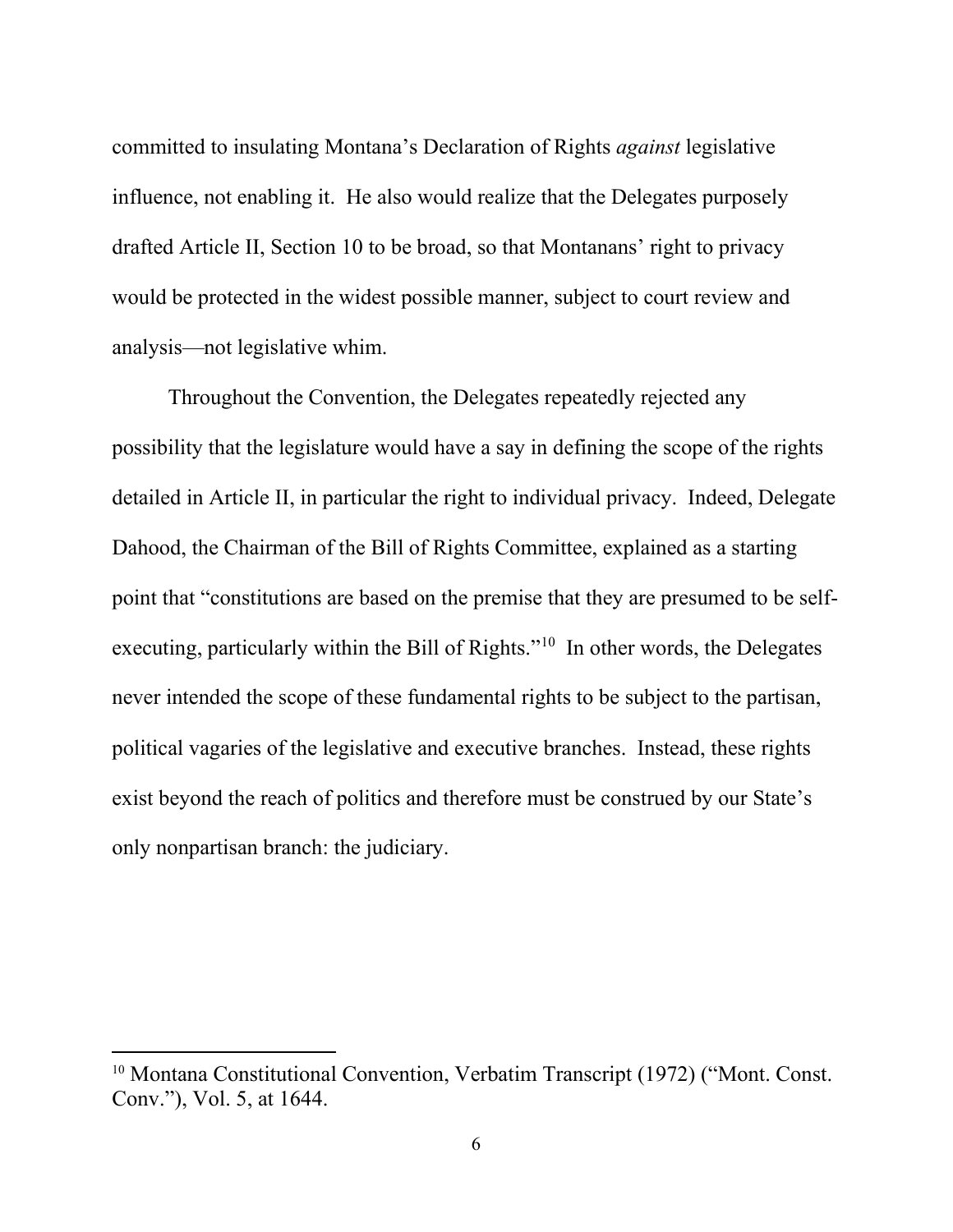committed to insulating Montana's Declaration of Rights *against* legislative influence, not enabling it. He also would realize that the Delegates purposely drafted Article II, Section 10 to be broad, so that Montanans' right to privacy would be protected in the widest possible manner, subject to court review and analysis—not legislative whim.

Throughout the Convention, the Delegates repeatedly rejected any possibility that the legislature would have a say in defining the scope of the rights detailed in Article II, in particular the right to individual privacy. Indeed, Delegate Dahood, the Chairman of the Bill of Rights Committee, explained as a starting point that "constitutions are based on the premise that they are presumed to be self-executing, particularly within the Bill of Rights."[10] In other words, the Delegates never intended the scope of these fundamental rights to be subject to the partisan, political vagaries of the legislative and executive branches. Instead, these rights exist beyond the reach of politics and therefore must be construed by our State's only nonpartisan branch: the judiciary.

---

[10] Montana Constitutional Convention, Verbatim Transcript (1972) ("Mont. Const. Conv."), Vol. 5, at 1644.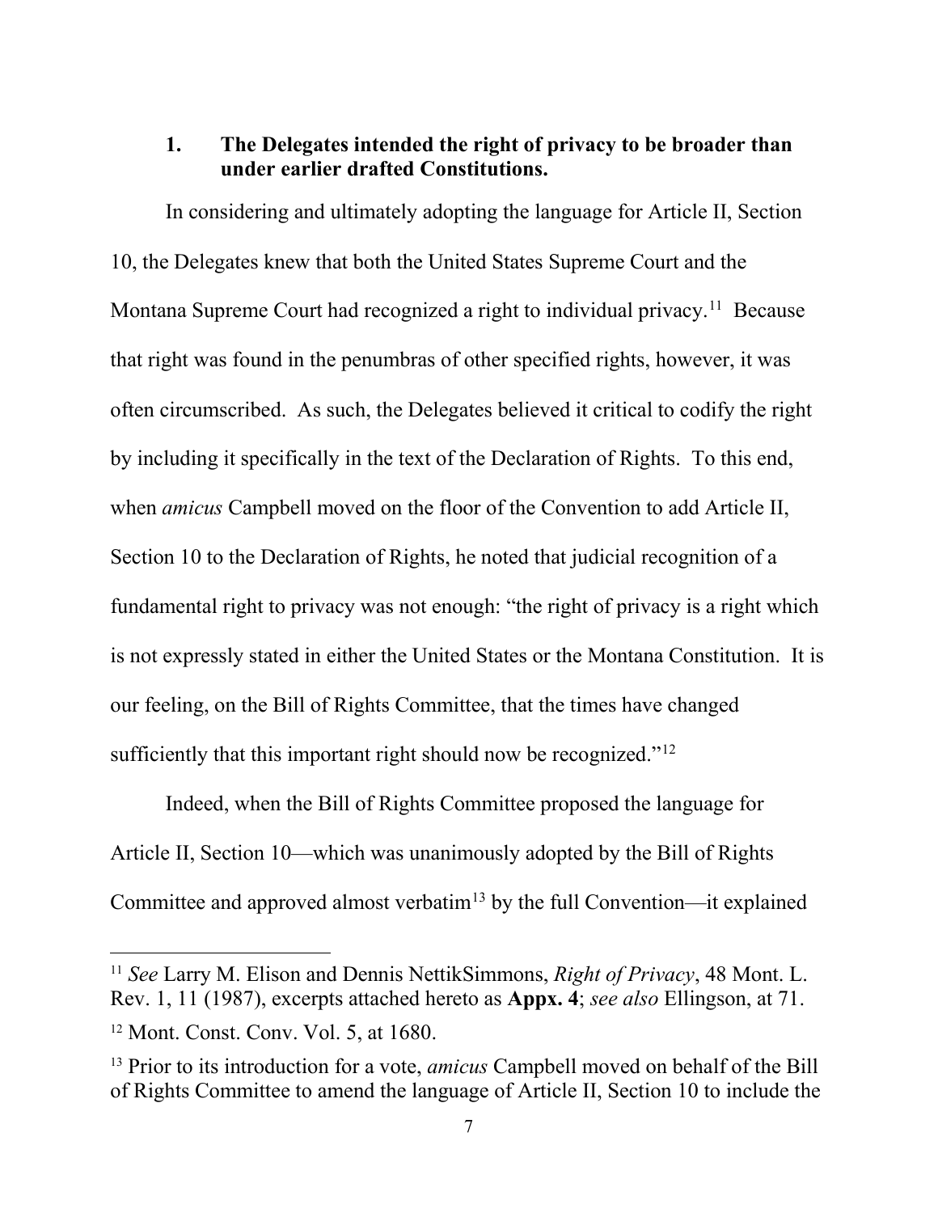### 1. The Delegates intended the right of privacy to be broader than under earlier drafted Constitutions.

In considering and ultimately adopting the language for Article II, Section 10, the Delegates knew that both the United States Supreme Court and the Montana Supreme Court had recognized a right to individual privacy.[11] Because that right was found in the penumbras of other specified rights, however, it was often circumscribed. As such, the Delegates believed it critical to codify the right by including it specifically in the text of the Declaration of Rights. To this end, when *amicus* Campbell moved on the floor of the Convention to add Article II, Section 10 to the Declaration of Rights, he noted that judicial recognition of a fundamental right to privacy was not enough: "the right of privacy is a right which is not expressly stated in either the United States or the Montana Constitution. It is our feeling, on the Bill of Rights Committee, that the times have changed sufficiently that this important right should now be recognized."[12]

Indeed, when the Bill of Rights Committee proposed the language for Article II, Section 10—which was unanimously adopted by the Bill of Rights Committee and approved almost verbatim[13] by the full Convention—it explained

---

[11] *See* Larry M. Elison and Dennis NettikSimmons, *Right of Privacy*, 48 Mont. L. Rev. 1, 11 (1987), excerpts attached hereto as **Appx. 4**; *see also* Ellingson, at 71.

[12] Mont. Const. Conv. Vol. 5, at 1680.

[13] Prior to its introduction for a vote, *amicus* Campbell moved on behalf of the Bill of Rights Committee to amend the language of Article II, Section 10 to include the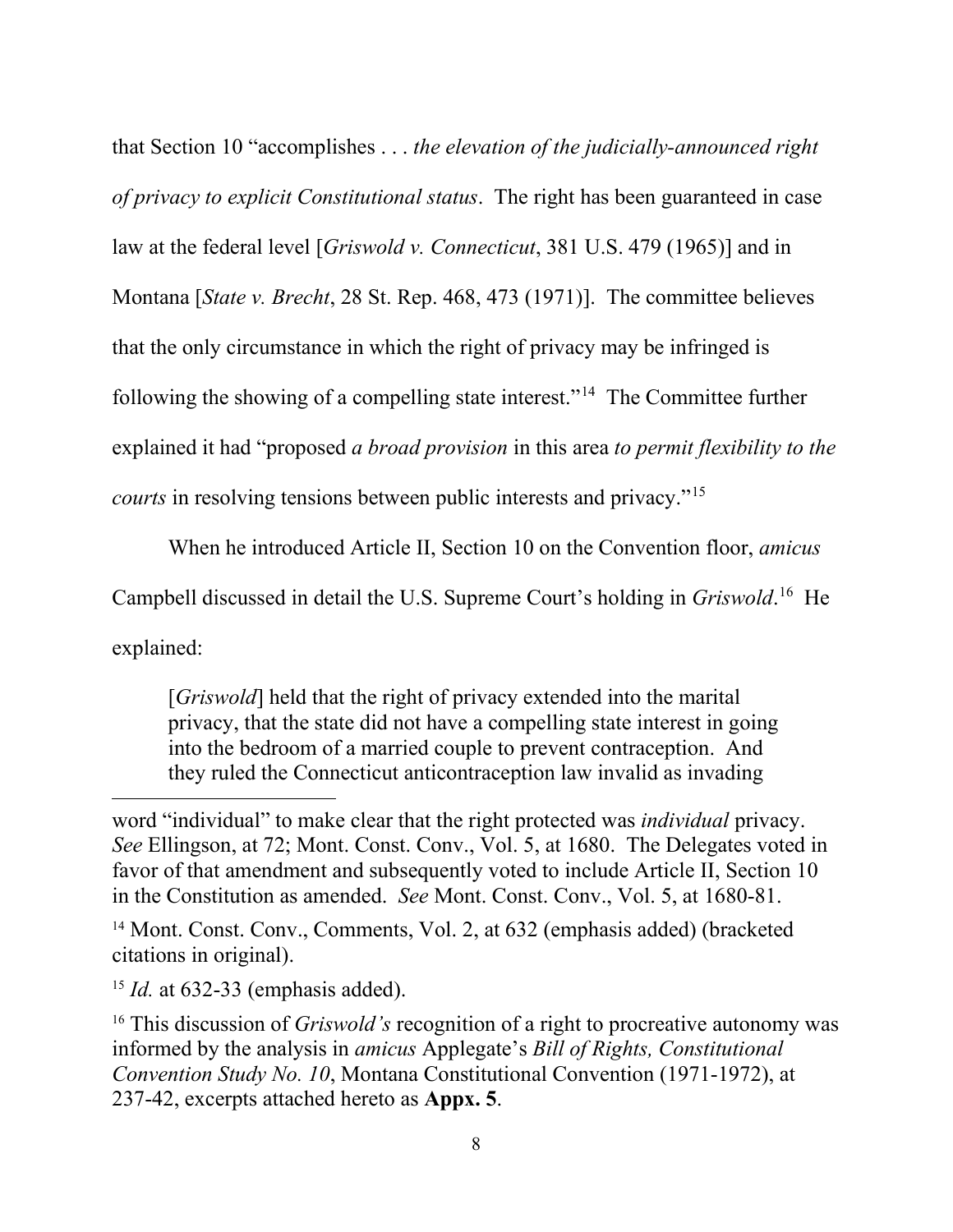that Section 10 "accomplishes . . . *the elevation of the judicially-announced right of privacy to explicit Constitutional status*. The right has been guaranteed in case law at the federal level [*Griswold v. Connecticut*, 381 U.S. 479 (1965)] and in Montana [*State v. Brecht*, 28 St. Rep. 468, 473 (1971)]. The committee believes that the only circumstance in which the right of privacy may be infringed is following the showing of a compelling state interest."[14] The Committee further explained it had "proposed *a broad provision* in this area *to permit flexibility to the courts* in resolving tensions between public interests and privacy."[15]

When he introduced Article II, Section 10 on the Convention floor, *amicus* Campbell discussed in detail the U.S. Supreme Court's holding in *Griswold*.[16] He explained:

> [*Griswold*] held that the right of privacy extended into the marital privacy, that the state did not have a compelling state interest in going into the bedroom of a married couple to prevent contraception. And they ruled the Connecticut anticontraception law invalid as invading

---

word "individual" to make clear that the right protected was *individual* privacy. *See* Ellingson, at 72; Mont. Const. Conv., Vol. 5, at 1680. The Delegates voted in favor of that amendment and subsequently voted to include Article II, Section 10 in the Constitution as amended. *See* Mont. Const. Conv., Vol. 5, at 1680-81.

[14] Mont. Const. Conv., Comments, Vol. 2, at 632 (emphasis added) (bracketed citations in original).

[15] *Id.* at 632-33 (emphasis added).

[16] This discussion of *Griswold's* recognition of a right to procreative autonomy was informed by the analysis in *amicus* Applegate's *Bill of Rights, Constitutional Convention Study No. 10*, Montana Constitutional Convention (1971-1972), at 237-42, excerpts attached hereto as **Appx. 5**.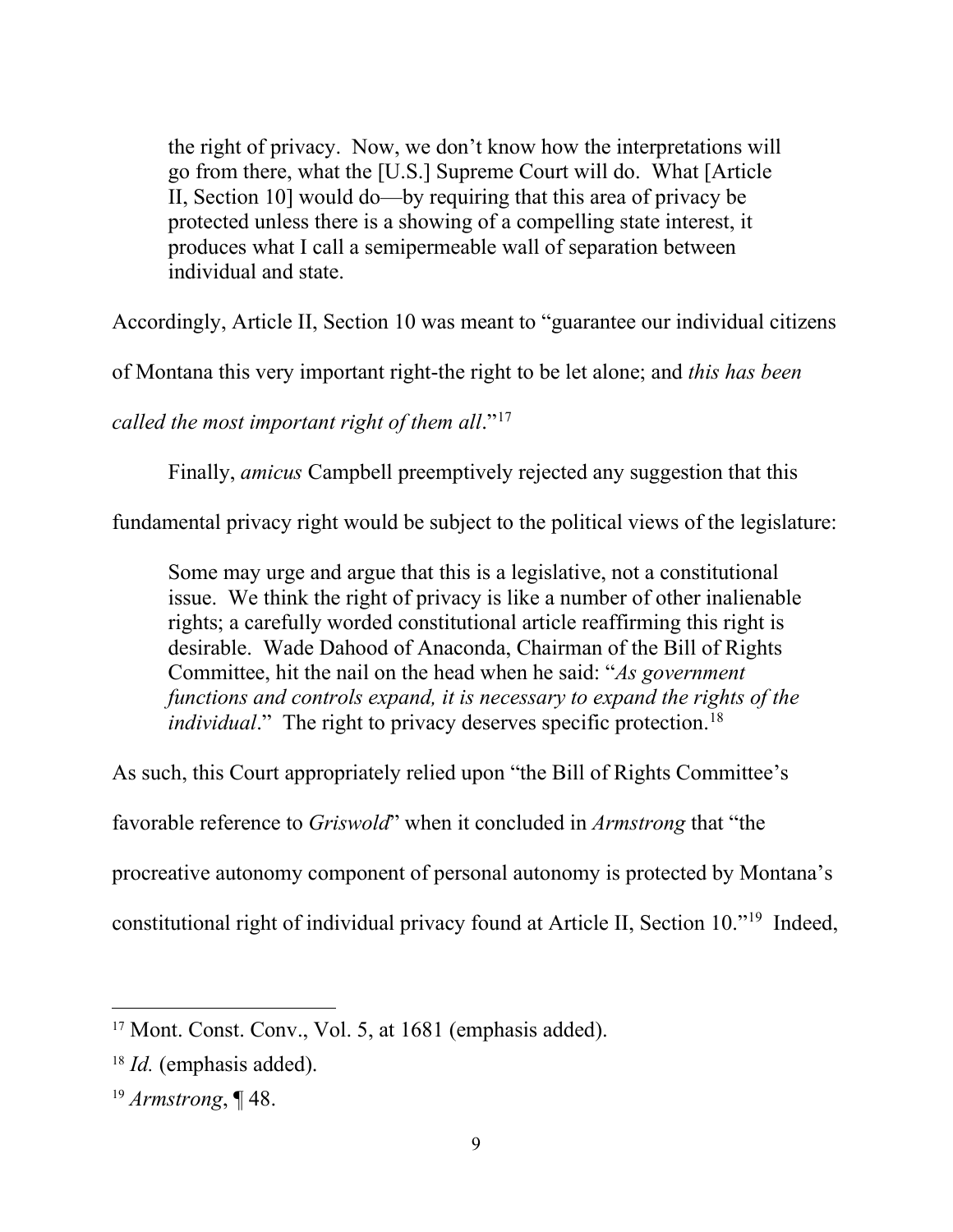> the right of privacy. Now, we don't know how the interpretations will go from there, what the [U.S.] Supreme Court will do. What [Article II, Section 10] would do—by requiring that this area of privacy be protected unless there is a showing of a compelling state interest, it produces what I call a semipermeable wall of separation between individual and state.

Accordingly, Article II, Section 10 was meant to "guarantee our individual citizens of Montana this very important right-the right to be let alone; and *this has been called the most important right of them all*."[17]

Finally, *amicus* Campbell preemptively rejected any suggestion that this fundamental privacy right would be subject to the political views of the legislature:

> Some may urge and argue that this is a legislative, not a constitutional issue. We think the right of privacy is like a number of other inalienable rights; a carefully worded constitutional article reaffirming this right is desirable. Wade Dahood of Anaconda, Chairman of the Bill of Rights Committee, hit the nail on the head when he said: "*As government functions and controls expand, it is necessary to expand the rights of the individual*." The right to privacy deserves specific protection.[18]

As such, this Court appropriately relied upon "the Bill of Rights Committee's favorable reference to *Griswold*" when it concluded in *Armstrong* that "the procreative autonomy component of personal autonomy is protected by Montana's constitutional right of individual privacy found at Article II, Section 10."[19] Indeed,

---

[17] Mont. Const. Conv., Vol. 5, at 1681 (emphasis added).

[18] *Id.* (emphasis added).

[19] *Armstrong*, ¶ 48.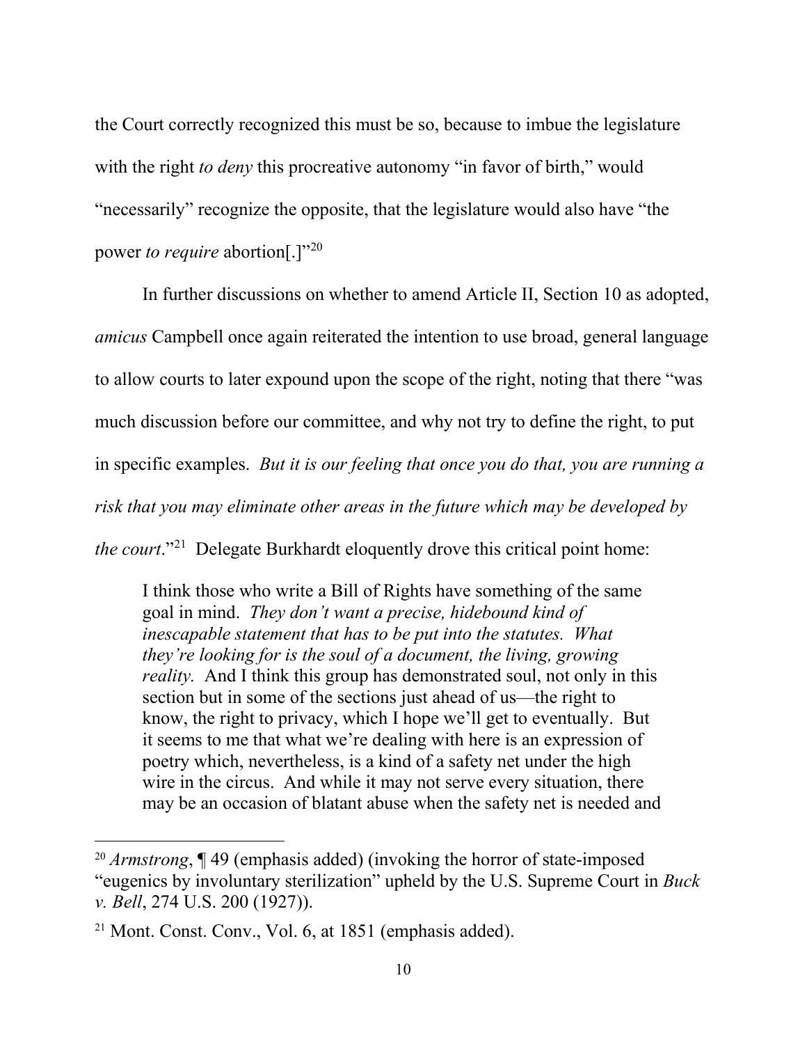the Court correctly recognized this must be so, because to imbue the legislature with the right *to deny* this procreative autonomy "in favor of birth," would "necessarily" recognize the opposite, that the legislature would also have "the power *to require* abortion[.]"[20]

In further discussions on whether to amend Article II, Section 10 as adopted, *amicus* Campbell once again reiterated the intention to use broad, general language to allow courts to later expound upon the scope of the right, noting that there "was much discussion before our committee, and why not try to define the right, to put in specific examples. *But it is our feeling that once you do that, you are running a risk that you may eliminate other areas in the future which may be developed by the court*."[21] Delegate Burkhardt eloquently drove this critical point home:

> I think those who write a Bill of Rights have something of the same goal in mind. *They don't want a precise, hidebound kind of inescapable statement that has to be put into the statutes. What they're looking for is the soul of a document, the living, growing reality.* And I think this group has demonstrated soul, not only in this section but in some of the sections just ahead of us—the right to know, the right to privacy, which I hope we'll get to eventually. But it seems to me that what we're dealing with here is an expression of poetry which, nevertheless, is a kind of a safety net under the high wire in the circus. And while it may not serve every situation, there may be an occasion of blatant abuse when the safety net is needed and

---

[20] *Armstrong*, ¶ 49 (emphasis added) (invoking the horror of state-imposed "eugenics by involuntary sterilization" upheld by the U.S. Supreme Court in *Buck v. Bell*, 274 U.S. 200 (1927)).

[21] Mont. Const. Conv., Vol. 6, at 1851 (emphasis added).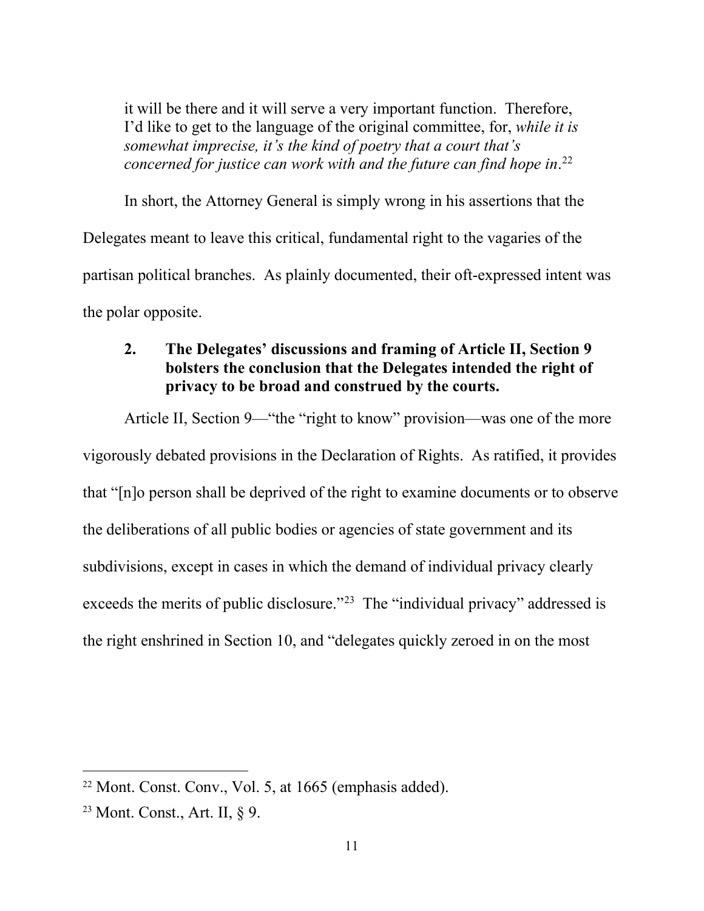> it will be there and it will serve a very important function. Therefore, I'd like to get to the language of the original committee, for, *while it is somewhat imprecise, it's the kind of poetry that a court that's concerned for justice can work with and the future can find hope in*.[22]

In short, the Attorney General is simply wrong in his assertions that the Delegates meant to leave this critical, fundamental right to the vagaries of the partisan political branches. As plainly documented, their oft-expressed intent was the polar opposite.

**2. The Delegates' discussions and framing of Article II, Section 9 bolsters the conclusion that the Delegates intended the right of privacy to be broad and construed by the courts.**

Article II, Section 9—"the "right to know" provision—was one of the more vigorously debated provisions in the Declaration of Rights. As ratified, it provides that "[n]o person shall be deprived of the right to examine documents or to observe the deliberations of all public bodies or agencies of state government and its subdivisions, except in cases in which the demand of individual privacy clearly exceeds the merits of public disclosure."[23] The "individual privacy" addressed is the right enshrined in Section 10, and "delegates quickly zeroed in on the most

---

[22] Mont. Const. Conv., Vol. 5, at 1665 (emphasis added).

[23] Mont. Const., Art. II, § 9.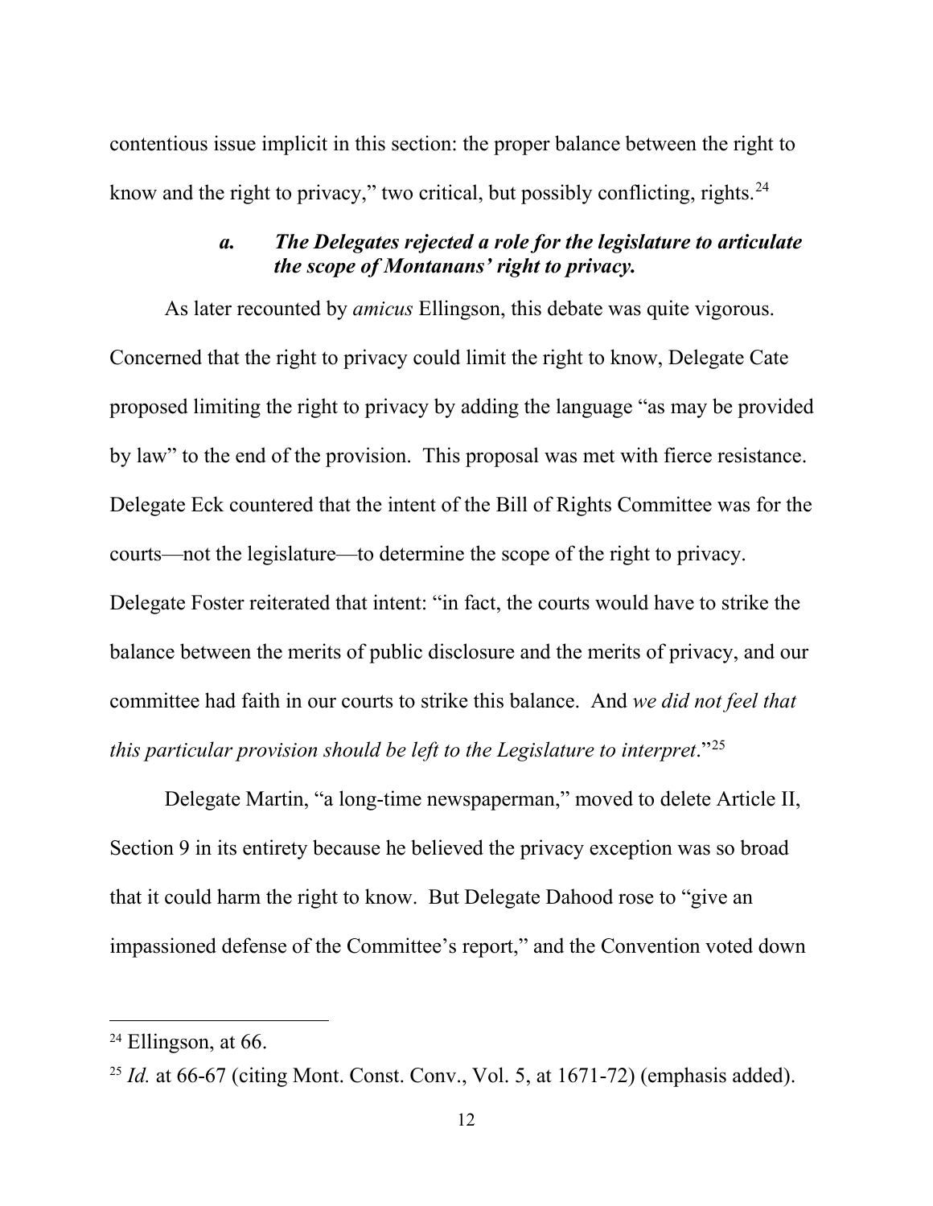contentious issue implicit in this section: the proper balance between the right to know and the right to privacy," two critical, but possibly conflicting, rights.[24]

### *a. The Delegates rejected a role for the legislature to articulate the scope of Montanans' right to privacy.*

As later recounted by *amicus* Ellingson, this debate was quite vigorous. Concerned that the right to privacy could limit the right to know, Delegate Cate proposed limiting the right to privacy by adding the language "as may be provided by law" to the end of the provision. This proposal was met with fierce resistance. Delegate Eck countered that the intent of the Bill of Rights Committee was for the courts—not the legislature—to determine the scope of the right to privacy. Delegate Foster reiterated that intent: "in fact, the courts would have to strike the balance between the merits of public disclosure and the merits of privacy, and our committee had faith in our courts to strike this balance. And *we did not feel that this particular provision should be left to the Legislature to interpret*."[25]

Delegate Martin, "a long-time newspaperman," moved to delete Article II, Section 9 in its entirety because he believed the privacy exception was so broad that it could harm the right to know. But Delegate Dahood rose to "give an impassioned defense of the Committee's report," and the Convention voted down

---

[24] Ellingson, at 66.

[25] *Id.* at 66-67 (citing Mont. Const. Conv., Vol. 5, at 1671-72) (emphasis added).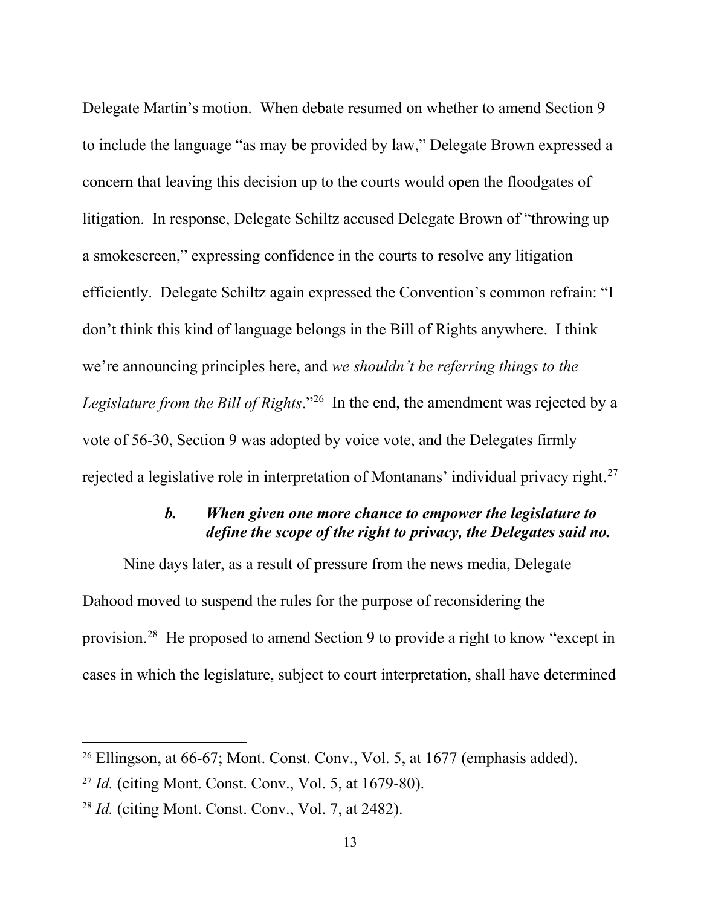Delegate Martin's motion. When debate resumed on whether to amend Section 9 to include the language "as may be provided by law," Delegate Brown expressed a concern that leaving this decision up to the courts would open the floodgates of litigation. In response, Delegate Schiltz accused Delegate Brown of "throwing up a smokescreen," expressing confidence in the courts to resolve any litigation efficiently. Delegate Schiltz again expressed the Convention's common refrain: "I don't think this kind of language belongs in the Bill of Rights anywhere. I think we're announcing principles here, and *we shouldn't be referring things to the Legislature from the Bill of Rights*."[26] In the end, the amendment was rejected by a vote of 56-30, Section 9 was adopted by voice vote, and the Delegates firmly rejected a legislative role in interpretation of Montanans' individual privacy right.[27]

#### ***b. When given one more chance to empower the legislature to define the scope of the right to privacy, the Delegates said no.***

Nine days later, as a result of pressure from the news media, Delegate Dahood moved to suspend the rules for the purpose of reconsidering the provision.[28] He proposed to amend Section 9 to provide a right to know "except in cases in which the legislature, subject to court interpretation, shall have determined

---

[26] Ellingson, at 66-67; Mont. Const. Conv., Vol. 5, at 1677 (emphasis added).

[27] *Id.* (citing Mont. Const. Conv., Vol. 5, at 1679-80).

[28] *Id.* (citing Mont. Const. Conv., Vol. 7, at 2482).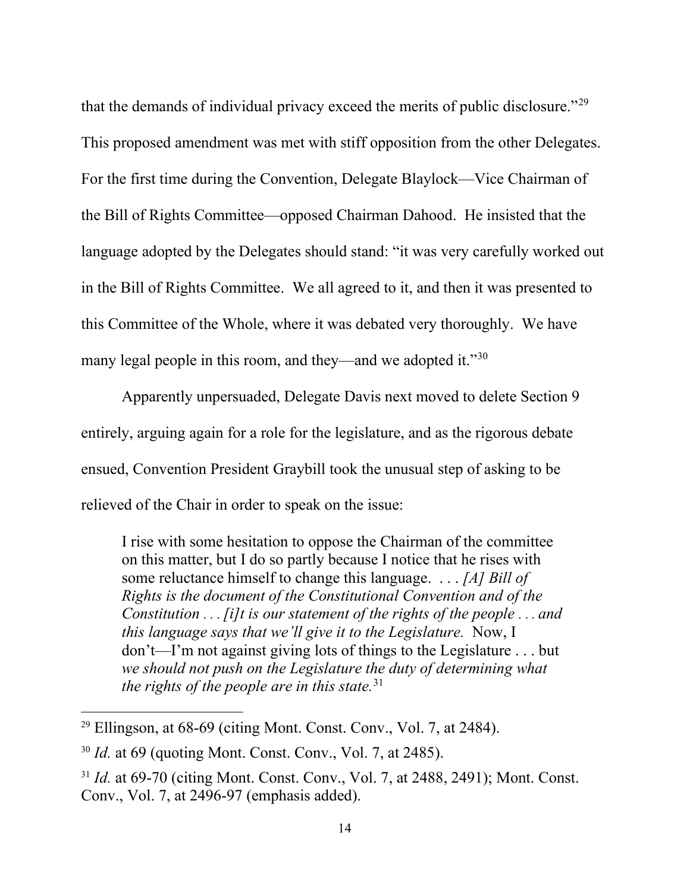that the demands of individual privacy exceed the merits of public disclosure."[29] This proposed amendment was met with stiff opposition from the other Delegates. For the first time during the Convention, Delegate Blaylock—Vice Chairman of the Bill of Rights Committee—opposed Chairman Dahood. He insisted that the language adopted by the Delegates should stand: "it was very carefully worked out in the Bill of Rights Committee. We all agreed to it, and then it was presented to this Committee of the Whole, where it was debated very thoroughly. We have many legal people in this room, and they—and we adopted it."[30]

Apparently unpersuaded, Delegate Davis next moved to delete Section 9 entirely, arguing again for a role for the legislature, and as the rigorous debate ensued, Convention President Graybill took the unusual step of asking to be relieved of the Chair in order to speak on the issue:

> I rise with some hesitation to oppose the Chairman of the committee on this matter, but I do so partly because I notice that he rises with some reluctance himself to change this language. . . . *[A] Bill of Rights is the document of the Constitutional Convention and of the Constitution . . . [i]t is our statement of the rights of the people . . . and this language says that we'll give it to the Legislature.* Now, I don't—I'm not against giving lots of things to the Legislature . . . but *we should not push on the Legislature the duty of determining what the rights of the people are in this state.*[31]

---

[29] Ellingson, at 68-69 (citing Mont. Const. Conv., Vol. 7, at 2484).

[30] *Id.* at 69 (quoting Mont. Const. Conv., Vol. 7, at 2485).

[31] *Id.* at 69-70 (citing Mont. Const. Conv., Vol. 7, at 2488, 2491); Mont. Const. Conv., Vol. 7, at 2496-97 (emphasis added).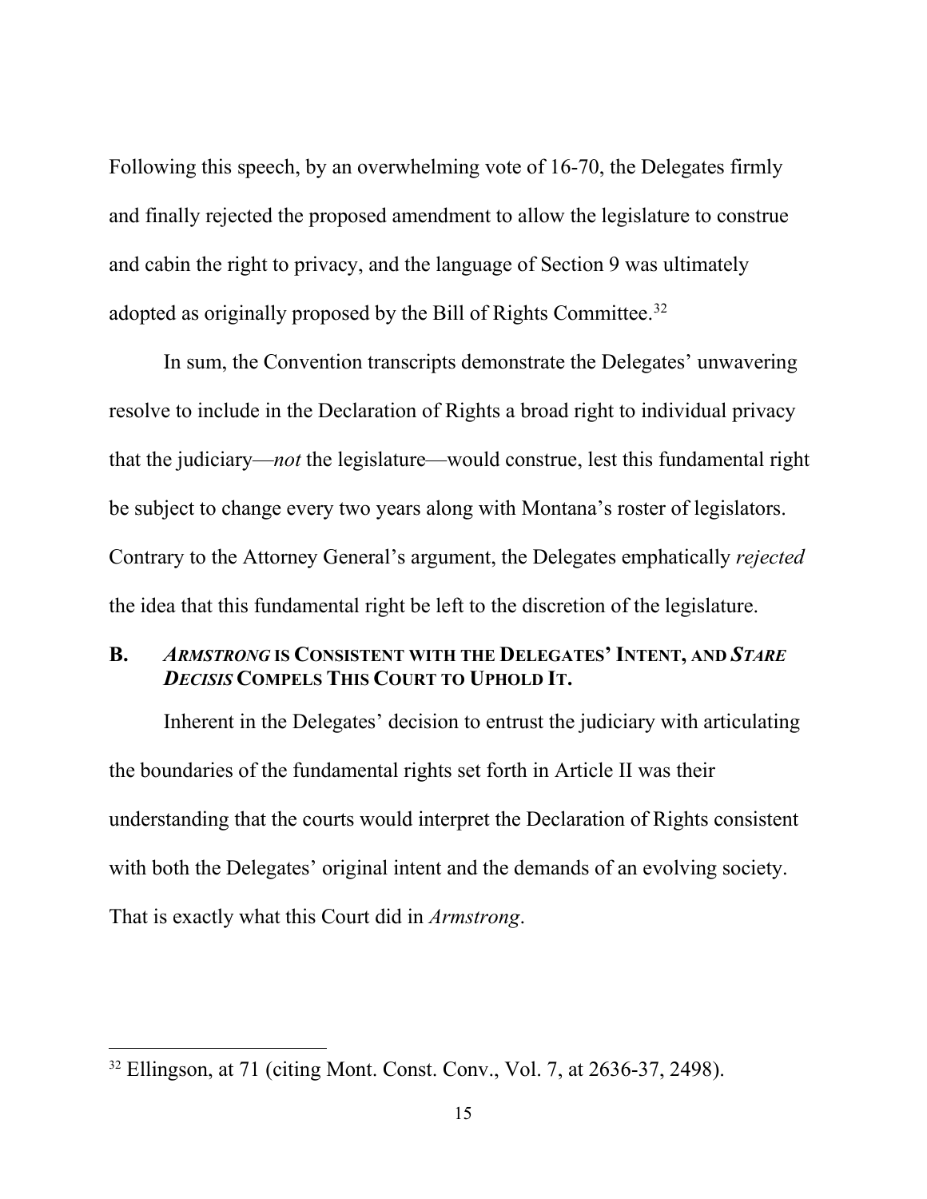Following this speech, by an overwhelming vote of 16-70, the Delegates firmly and finally rejected the proposed amendment to allow the legislature to construe and cabin the right to privacy, and the language of Section 9 was ultimately adopted as originally proposed by the Bill of Rights Committee.[32]

In sum, the Convention transcripts demonstrate the Delegates' unwavering resolve to include in the Declaration of Rights a broad right to individual privacy that the judiciary—*not* the legislature—would construe, lest this fundamental right be subject to change every two years along with Montana's roster of legislators. Contrary to the Attorney General's argument, the Delegates emphatically *rejected* the idea that this fundamental right be left to the discretion of the legislature.

## B. *ARMSTRONG* IS CONSISTENT WITH THE DELEGATES' INTENT, AND *STARE DECISIS* COMPELS THIS COURT TO UPHOLD IT.

Inherent in the Delegates' decision to entrust the judiciary with articulating the boundaries of the fundamental rights set forth in Article II was their understanding that the courts would interpret the Declaration of Rights consistent with both the Delegates' original intent and the demands of an evolving society. That is exactly what this Court did in *Armstrong*.

---

[32] Ellingson, at 71 (citing Mont. Const. Conv., Vol. 7, at 2636-37, 2498).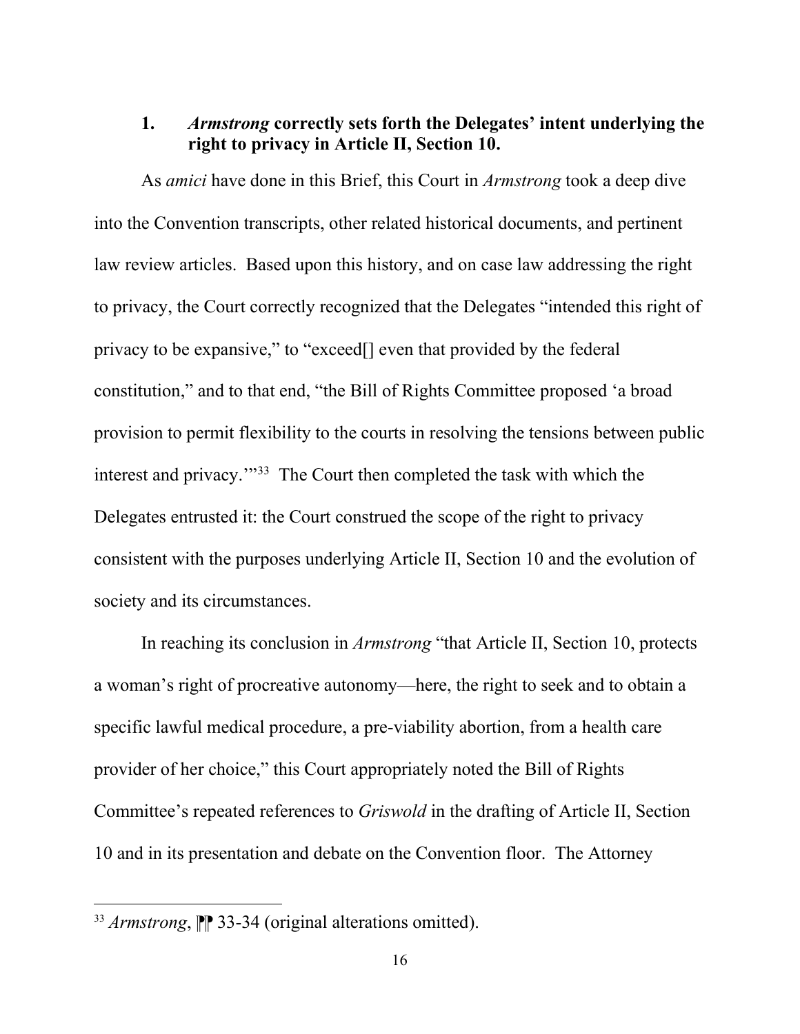### 1. *Armstrong* correctly sets forth the Delegates' intent underlying the right to privacy in Article II, Section 10.

As *amici* have done in this Brief, this Court in *Armstrong* took a deep dive into the Convention transcripts, other related historical documents, and pertinent law review articles. Based upon this history, and on case law addressing the right to privacy, the Court correctly recognized that the Delegates "intended this right of privacy to be expansive," to "exceed[] even that provided by the federal constitution," and to that end, "the Bill of Rights Committee proposed 'a broad provision to permit flexibility to the courts in resolving the tensions between public interest and privacy.'"[33] The Court then completed the task with which the Delegates entrusted it: the Court construed the scope of the right to privacy consistent with the purposes underlying Article II, Section 10 and the evolution of society and its circumstances.

In reaching its conclusion in *Armstrong* "that Article II, Section 10, protects a woman's right of procreative autonomy—here, the right to seek and to obtain a specific lawful medical procedure, a pre-viability abortion, from a health care provider of her choice," this Court appropriately noted the Bill of Rights Committee's repeated references to *Griswold* in the drafting of Article II, Section 10 and in its presentation and debate on the Convention floor. The Attorney

---

[33] *Armstrong*, ¶¶ 33-34 (original alterations omitted).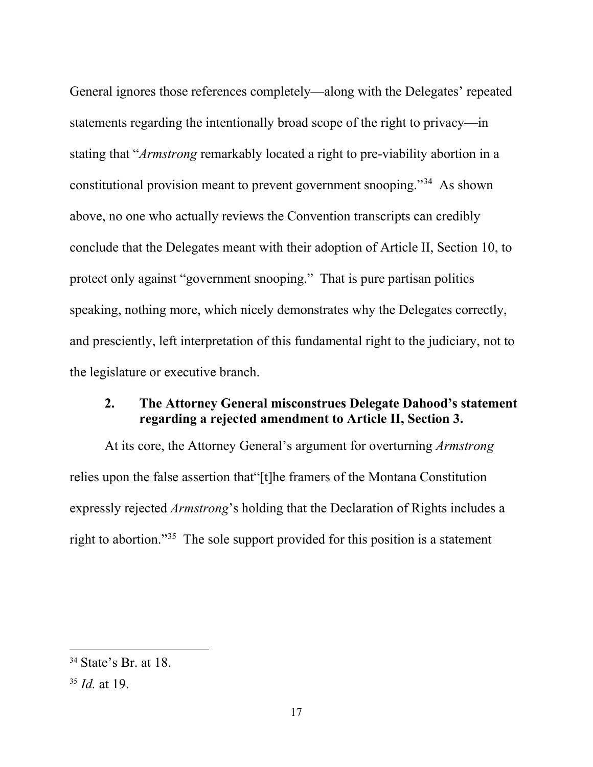General ignores those references completely—along with the Delegates' repeated statements regarding the intentionally broad scope of the right to privacy—in stating that "*Armstrong* remarkably located a right to pre-viability abortion in a constitutional provision meant to prevent government snooping."[34] As shown above, no one who actually reviews the Convention transcripts can credibly conclude that the Delegates meant with their adoption of Article II, Section 10, to protect only against "government snooping." That is pure partisan politics speaking, nothing more, which nicely demonstrates why the Delegates correctly, and presciently, left interpretation of this fundamental right to the judiciary, not to the legislature or executive branch.

### 2. The Attorney General misconstrues Delegate Dahood's statement regarding a rejected amendment to Article II, Section 3.

At its core, the Attorney General's argument for overturning *Armstrong* relies upon the false assertion that"[t]he framers of the Montana Constitution expressly rejected *Armstrong*'s holding that the Declaration of Rights includes a right to abortion."[35] The sole support provided for this position is a statement

---

[34] State's Br. at 18.

[35] *Id.* at 19.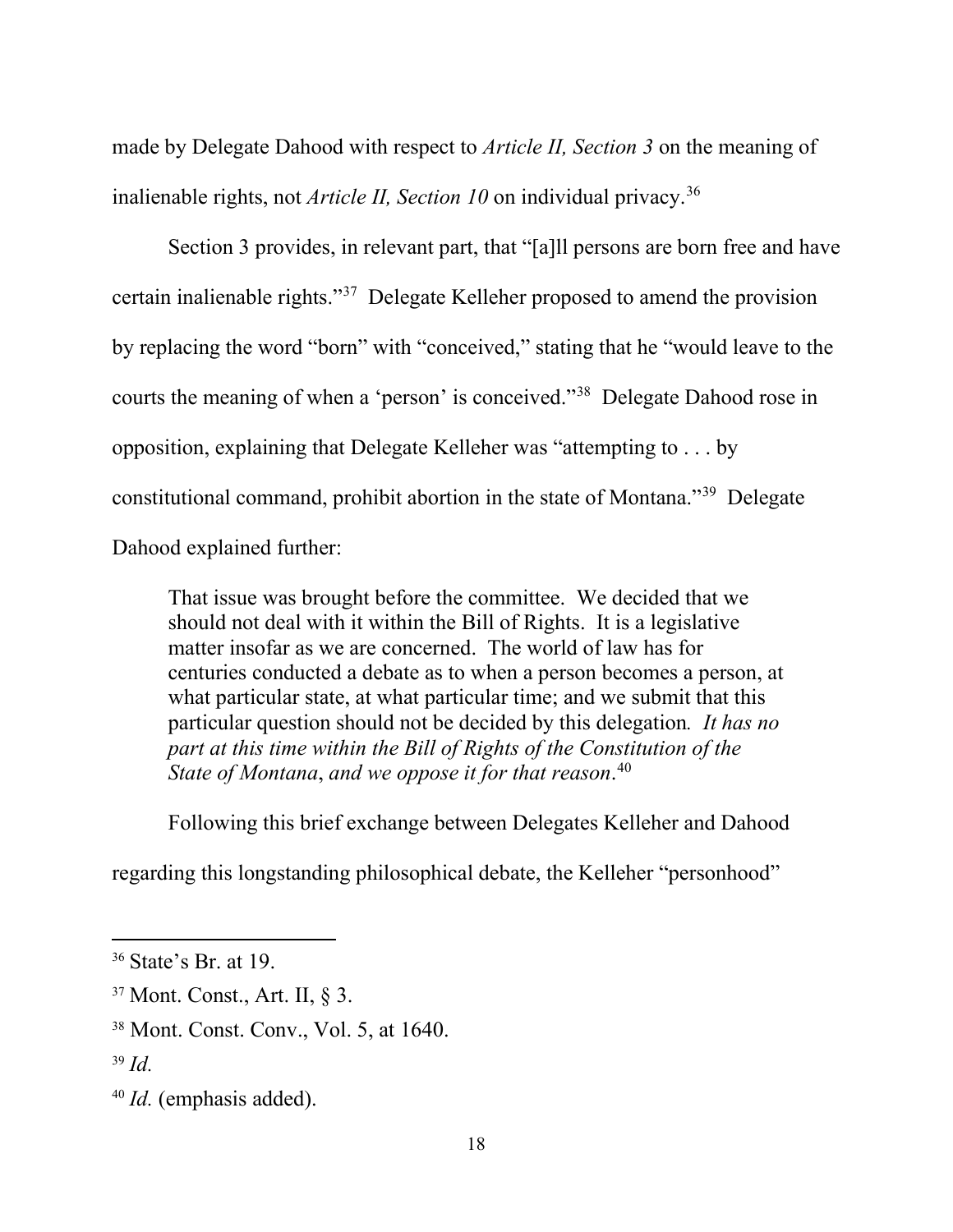made by Delegate Dahood with respect to *Article II, Section 3* on the meaning of inalienable rights, not *Article II, Section 10* on individual privacy.[36]

Section 3 provides, in relevant part, that "[a]ll persons are born free and have certain inalienable rights."[37] Delegate Kelleher proposed to amend the provision by replacing the word "born" with "conceived," stating that he "would leave to the courts the meaning of when a 'person' is conceived."[38] Delegate Dahood rose in opposition, explaining that Delegate Kelleher was "attempting to . . . by constitutional command, prohibit abortion in the state of Montana."[39] Delegate Dahood explained further:

> That issue was brought before the committee. We decided that we should not deal with it within the Bill of Rights. It is a legislative matter insofar as we are concerned. The world of law has for centuries conducted a debate as to when a person becomes a person, at what particular state, at what particular time; and we submit that this particular question should not be decided by this delegation. *It has no part at this time within the Bill of Rights of the Constitution of the State of Montana*, *and we oppose it for that reason*.[40]

Following this brief exchange between Delegates Kelleher and Dahood regarding this longstanding philosophical debate, the Kelleher "personhood"

---

[36] State's Br. at 19.

[37] Mont. Const., Art. II, § 3.

[38] Mont. Const. Conv., Vol. 5, at 1640.

[39] *Id.*

[40] *Id.* (emphasis added).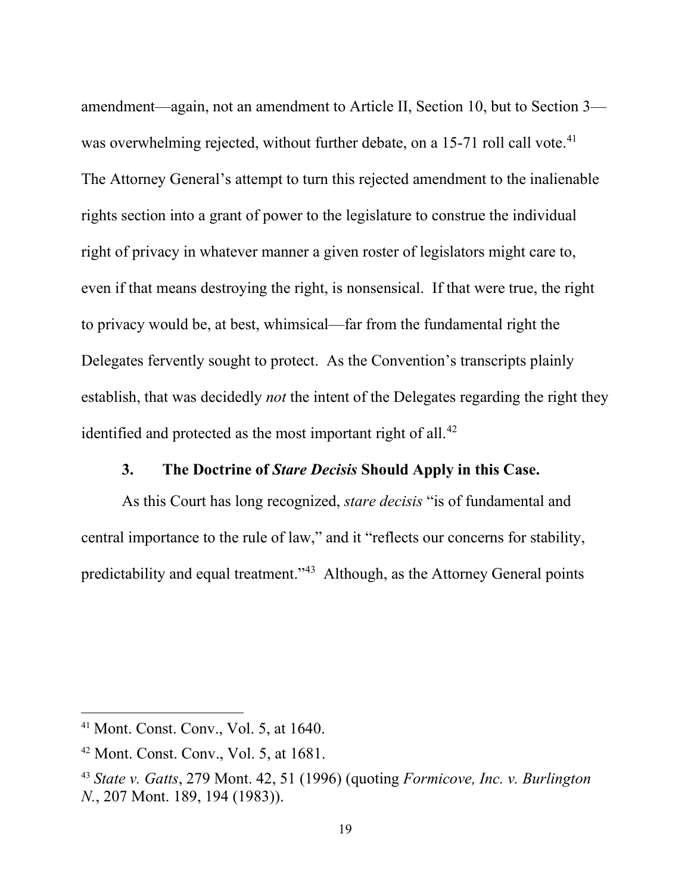amendment—again, not an amendment to Article II, Section 10, but to Section 3—was overwhelming rejected, without further debate, on a 15-71 roll call vote.[41] The Attorney General's attempt to turn this rejected amendment to the inalienable rights section into a grant of power to the legislature to construe the individual right of privacy in whatever manner a given roster of legislators might care to, even if that means destroying the right, is nonsensical. If that were true, the right to privacy would be, at best, whimsical—far from the fundamental right the Delegates fervently sought to protect. As the Convention's transcripts plainly establish, that was decidedly *not* the intent of the Delegates regarding the right they identified and protected as the most important right of all.[42]

### 3. The Doctrine of *Stare Decisis* Should Apply in this Case.

As this Court has long recognized, *stare decisis* "is of fundamental and central importance to the rule of law," and it "reflects our concerns for stability, predictability and equal treatment."[43] Although, as the Attorney General points

---

[41] Mont. Const. Conv., Vol. 5, at 1640.

[42] Mont. Const. Conv., Vol. 5, at 1681.

[43] *State v. Gatts*, 279 Mont. 42, 51 (1996) (quoting *Formicove, Inc. v. Burlington N.*, 207 Mont. 189, 194 (1983)).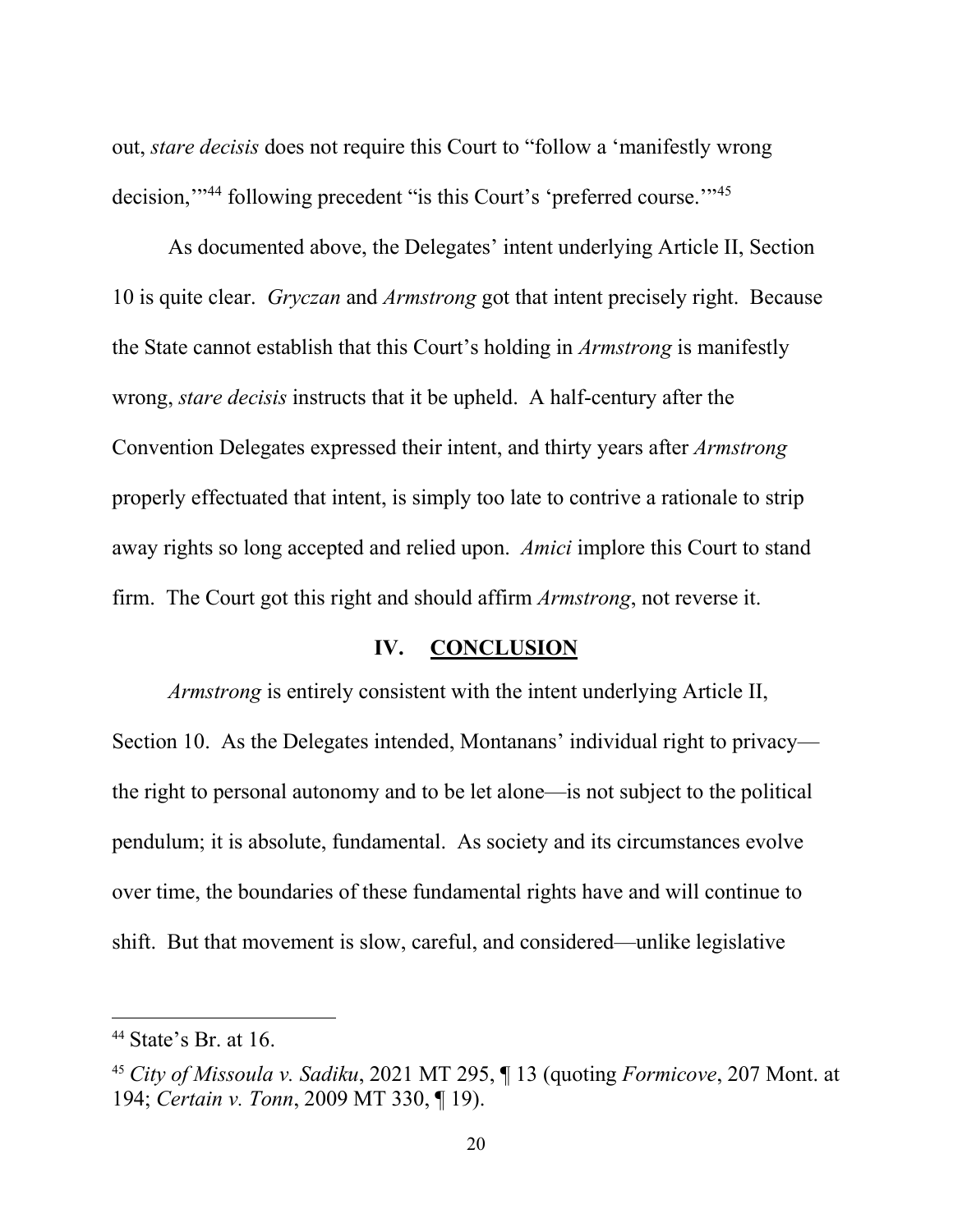out, *stare decisis* does not require this Court to "follow a 'manifestly wrong decision,'"[44] following precedent "is this Court's 'preferred course.'"[45]

As documented above, the Delegates' intent underlying Article II, Section 10 is quite clear. *Gryczan* and *Armstrong* got that intent precisely right. Because the State cannot establish that this Court's holding in *Armstrong* is manifestly wrong, *stare decisis* instructs that it be upheld. A half-century after the Convention Delegates expressed their intent, and thirty years after *Armstrong* properly effectuated that intent, is simply too late to contrive a rationale to strip away rights so long accepted and relied upon. *Amici* implore this Court to stand firm. The Court got this right and should affirm *Armstrong*, not reverse it.

## IV. CONCLUSION

*Armstrong* is entirely consistent with the intent underlying Article II, Section 10. As the Delegates intended, Montanans' individual right to privacy—the right to personal autonomy and to be let alone—is not subject to the political pendulum; it is absolute, fundamental. As society and its circumstances evolve over time, the boundaries of these fundamental rights have and will continue to shift. But that movement is slow, careful, and considered—unlike legislative

---

[44] State's Br. at 16.

[45] *City of Missoula v. Sadiku*, 2021 MT 295, ¶ 13 (quoting *Formicove*, 207 Mont. at 194; *Certain v. Tonn*, 2009 MT 330, ¶ 19).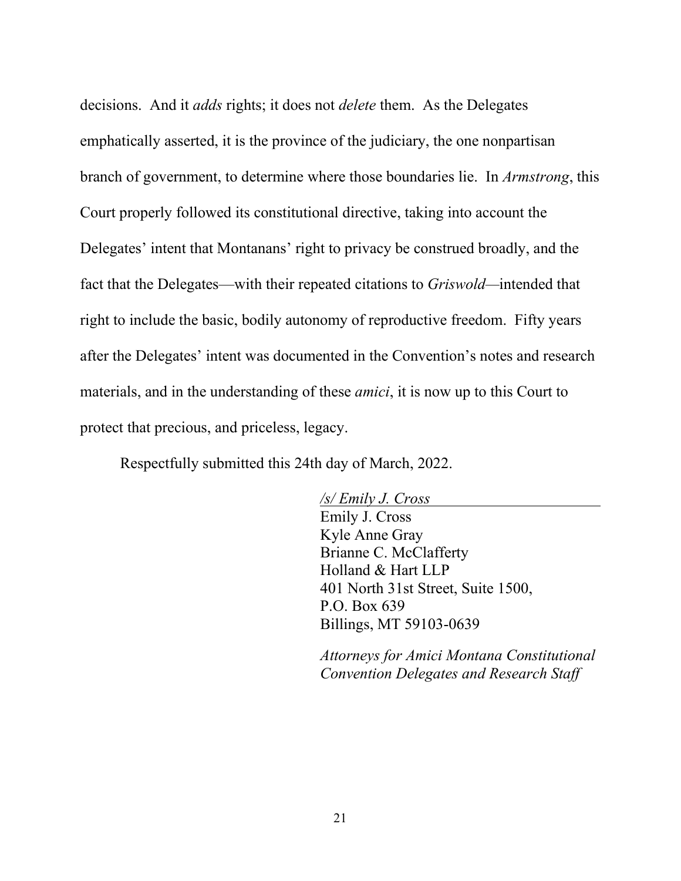decisions. And it *adds* rights; it does not *delete* them. As the Delegates emphatically asserted, it is the province of the judiciary, the one nonpartisan branch of government, to determine where those boundaries lie. In *Armstrong*, this Court properly followed its constitutional directive, taking into account the Delegates' intent that Montanans' right to privacy be construed broadly, and the fact that the Delegates—with their repeated citations to *Griswold*—intended that right to include the basic, bodily autonomy of reproductive freedom. Fifty years after the Delegates' intent was documented in the Convention's notes and research materials, and in the understanding of these *amici*, it is now up to this Court to protect that precious, and priceless, legacy.

Respectfully submitted this 24th day of March, 2022.

*/s/ Emily J. Cross*
Emily J. Cross
Kyle Anne Gray
Brianne C. McClafferty
Holland & Hart LLP
401 North 31st Street, Suite 1500,
P.O. Box 639
Billings, MT 59103-0639

*Attorneys for Amici Montana Constitutional Convention Delegates and Research Staff*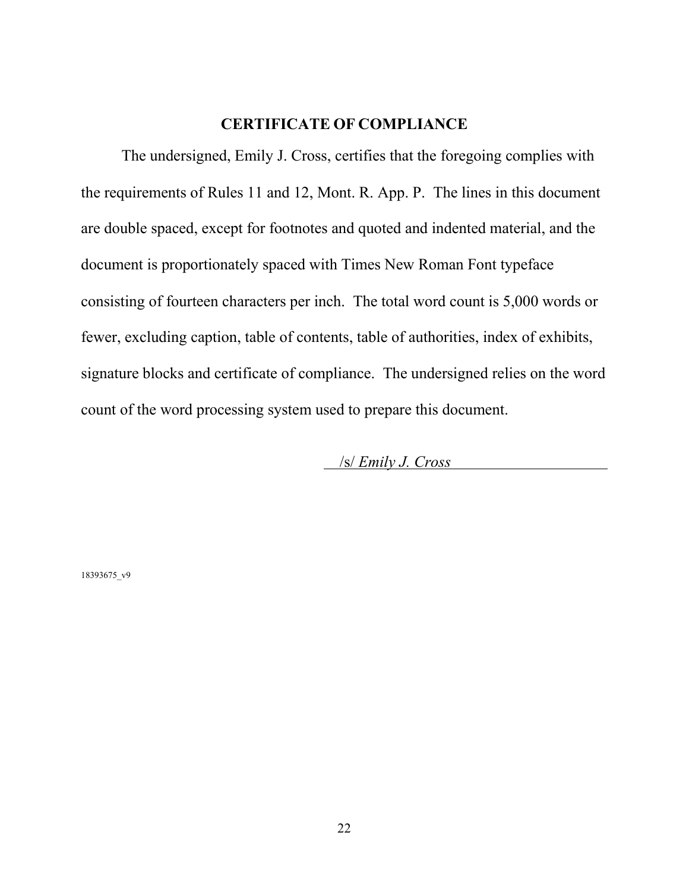## CERTIFICATE OF COMPLIANCE

The undersigned, Emily J. Cross, certifies that the foregoing complies with the requirements of Rules 11 and 12, Mont. R. App. P. The lines in this document are double spaced, except for footnotes and quoted and indented material, and the document is proportionately spaced with Times New Roman Font typeface consisting of fourteen characters per inch. The total word count is 5,000 words or fewer, excluding caption, table of contents, table of authorities, index of exhibits, signature blocks and certificate of compliance. The undersigned relies on the word count of the word processing system used to prepare this document.

/s/ *Emily J. Cross*

18393675_v9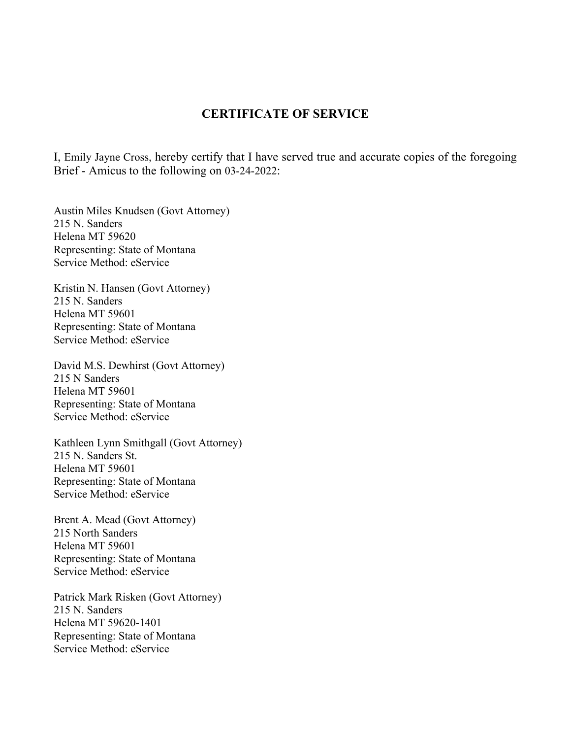# CERTIFICATE OF SERVICE

I, Emily Jayne Cross, hereby certify that I have served true and accurate copies of the foregoing Brief - Amicus to the following on 03-24-2022:

Austin Miles Knudsen (Govt Attorney)
215 N. Sanders
Helena MT 59620
Representing: State of Montana
Service Method: eService

Kristin N. Hansen (Govt Attorney)
215 N. Sanders
Helena MT 59601
Representing: State of Montana
Service Method: eService

David M.S. Dewhirst (Govt Attorney)
215 N Sanders
Helena MT 59601
Representing: State of Montana
Service Method: eService

Kathleen Lynn Smithgall (Govt Attorney)
215 N. Sanders St.
Helena MT 59601
Representing: State of Montana
Service Method: eService

Brent A. Mead (Govt Attorney)
215 North Sanders
Helena MT 59601
Representing: State of Montana
Service Method: eService

Patrick Mark Risken (Govt Attorney)
215 N. Sanders
Helena MT 59620-1401
Representing: State of Montana
Service Method: eService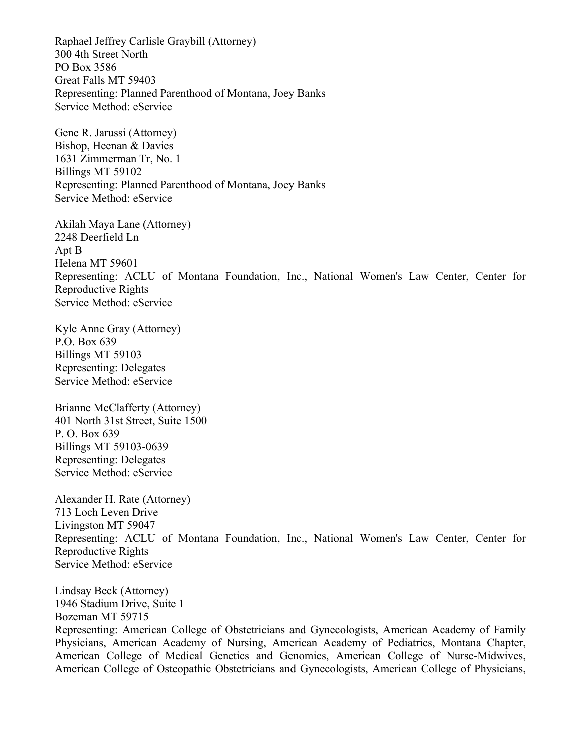Raphael Jeffrey Carlisle Graybill (Attorney)
300 4th Street North
PO Box 3586
Great Falls MT 59403
Representing: Planned Parenthood of Montana, Joey Banks
Service Method: eService

Gene R. Jarussi (Attorney)
Bishop, Heenan & Davies
1631 Zimmerman Tr, No. 1
Billings MT 59102
Representing: Planned Parenthood of Montana, Joey Banks
Service Method: eService

Akilah Maya Lane (Attorney)
2248 Deerfield Ln
Apt B
Helena MT 59601
Representing: ACLU of Montana Foundation, Inc., National Women's Law Center, Center for Reproductive Rights
Service Method: eService

Kyle Anne Gray (Attorney)
P.O. Box 639
Billings MT 59103
Representing: Delegates
Service Method: eService

Brianne McClafferty (Attorney)
401 North 31st Street, Suite 1500
P. O. Box 639
Billings MT 59103-0639
Representing: Delegates
Service Method: eService

Alexander H. Rate (Attorney)
713 Loch Leven Drive
Livingston MT 59047
Representing: ACLU of Montana Foundation, Inc., National Women's Law Center, Center for Reproductive Rights
Service Method: eService

Lindsay Beck (Attorney)
1946 Stadium Drive, Suite 1
Bozeman MT 59715
Representing: American College of Obstetricians and Gynecologists, American Academy of Family Physicians, American Academy of Nursing, American Academy of Pediatrics, Montana Chapter, American College of Medical Genetics and Genomics, American College of Nurse-Midwives, American College of Osteopathic Obstetricians and Gynecologists, American College of Physicians,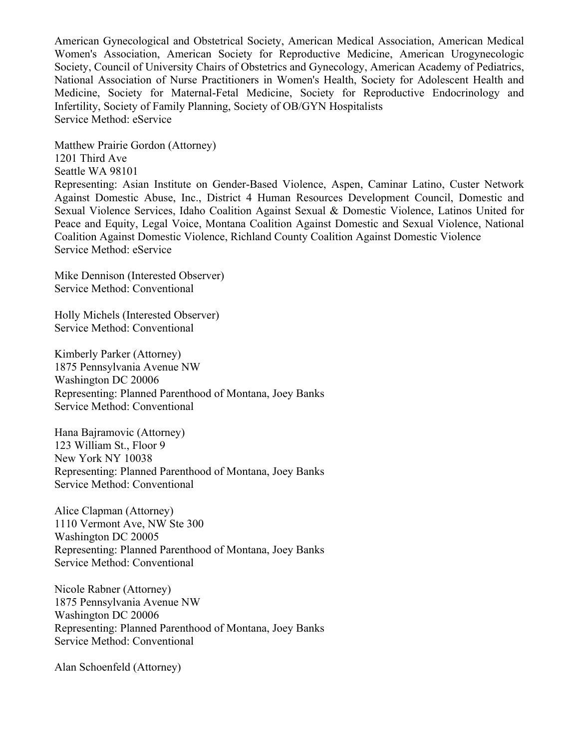American Gynecological and Obstetrical Society, American Medical Association, American Medical Women's Association, American Society for Reproductive Medicine, American Urogynecologic Society, Council of University Chairs of Obstetrics and Gynecology, American Academy of Pediatrics, National Association of Nurse Practitioners in Women's Health, Society for Adolescent Health and Medicine, Society for Maternal-Fetal Medicine, Society for Reproductive Endocrinology and Infertility, Society of Family Planning, Society of OB/GYN Hospitalists
Service Method: eService

Matthew Prairie Gordon (Attorney)
1201 Third Ave
Seattle WA 98101
Representing: Asian Institute on Gender-Based Violence, Aspen, Caminar Latino, Custer Network Against Domestic Abuse, Inc., District 4 Human Resources Development Council, Domestic and Sexual Violence Services, Idaho Coalition Against Sexual & Domestic Violence, Latinos United for Peace and Equity, Legal Voice, Montana Coalition Against Domestic and Sexual Violence, National Coalition Against Domestic Violence, Richland County Coalition Against Domestic Violence
Service Method: eService

Mike Dennison (Interested Observer)
Service Method: Conventional

Holly Michels (Interested Observer)
Service Method: Conventional

Kimberly Parker (Attorney)
1875 Pennsylvania Avenue NW
Washington DC 20006
Representing: Planned Parenthood of Montana, Joey Banks
Service Method: Conventional

Hana Bajramovic (Attorney)
123 William St., Floor 9
New York NY 10038
Representing: Planned Parenthood of Montana, Joey Banks
Service Method: Conventional

Alice Clapman (Attorney)
1110 Vermont Ave, NW Ste 300
Washington DC 20005
Representing: Planned Parenthood of Montana, Joey Banks
Service Method: Conventional

Nicole Rabner (Attorney)
1875 Pennsylvania Avenue NW
Washington DC 20006
Representing: Planned Parenthood of Montana, Joey Banks
Service Method: Conventional

Alan Schoenfeld (Attorney)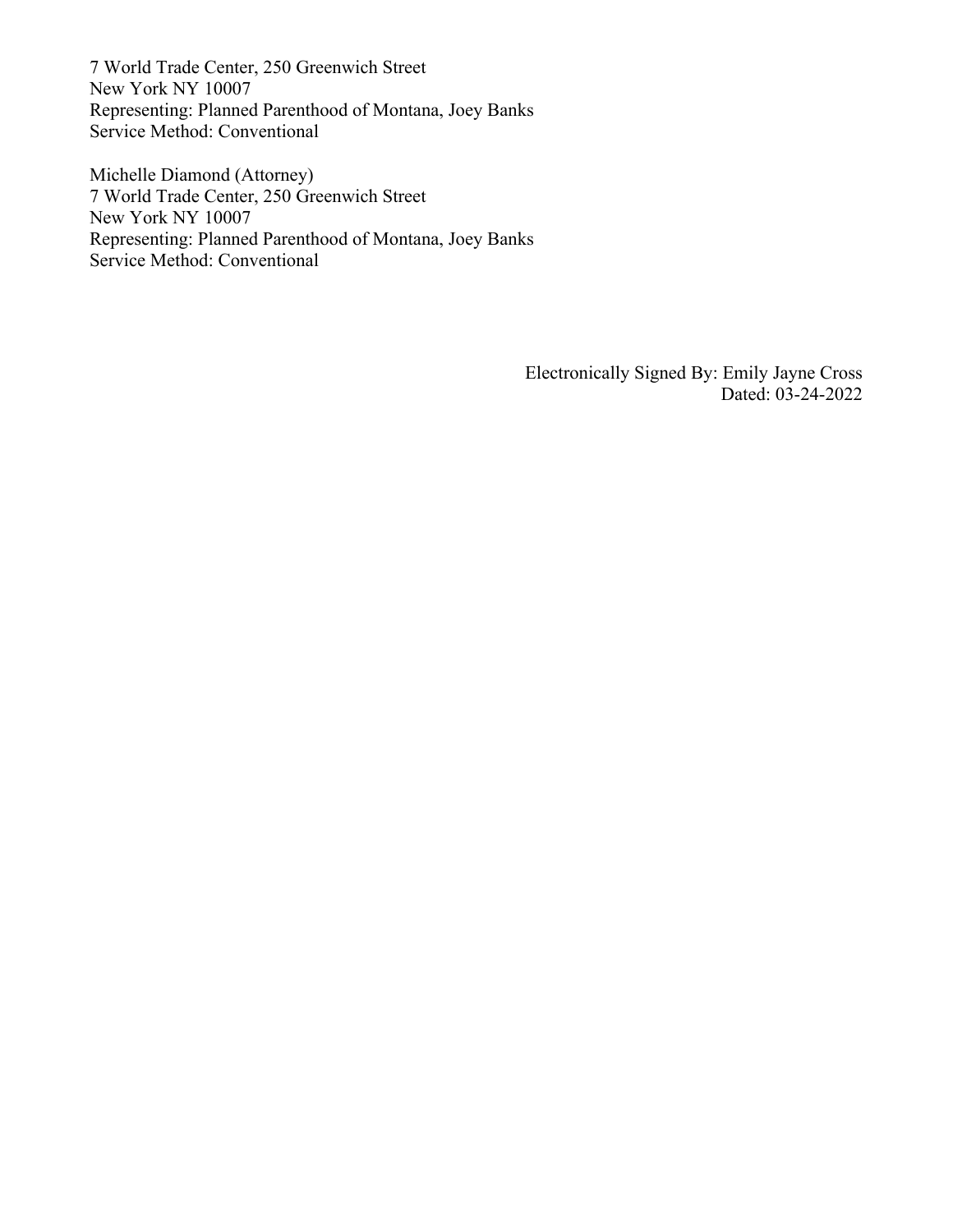7 World Trade Center, 250 Greenwich Street
New York NY 10007
Representing: Planned Parenthood of Montana, Joey Banks
Service Method: Conventional

Michelle Diamond (Attorney)
7 World Trade Center, 250 Greenwich Street
New York NY 10007
Representing: Planned Parenthood of Montana, Joey Banks
Service Method: Conventional

Electronically Signed By: Emily Jayne Cross
Dated: 03-24-2022